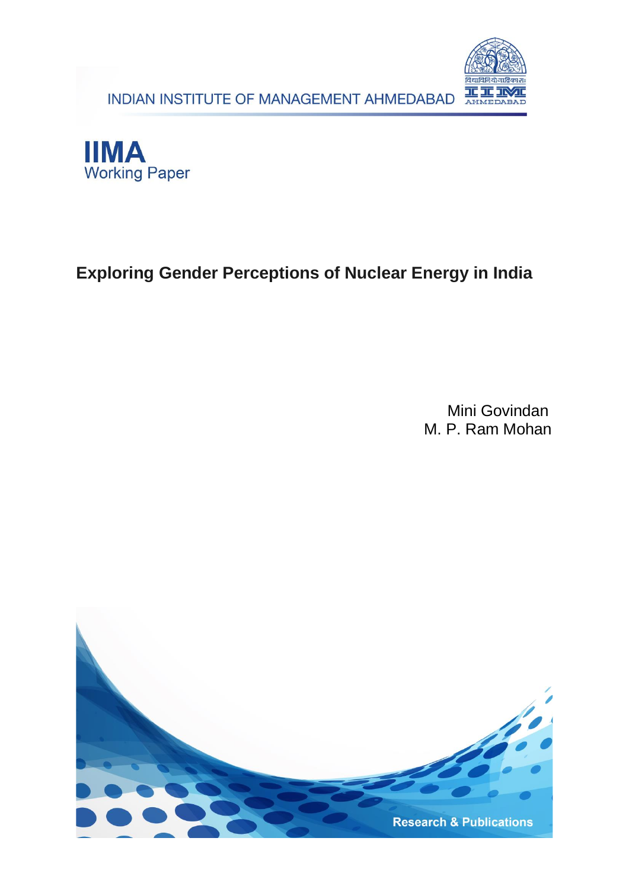INDIAN INSTITUTE OF MANAGEMENT AHMEDABAD

**IIMA**
Working Paper

# Exploring Gender Perceptions of Nuclear Energy in India

Mini Govindan
M. P. Ram Mohan

Research & Publications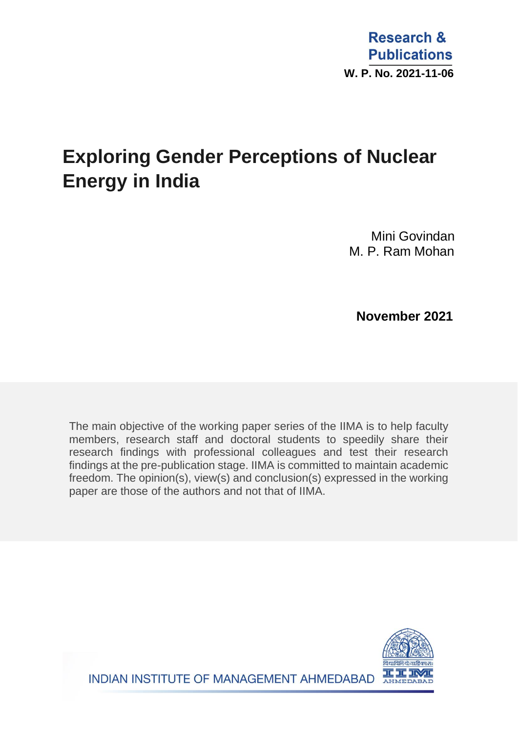Research & Publications

**W. P. No. 2021-11-06**

# Exploring Gender Perceptions of Nuclear Energy in India

Mini Govindan
M. P. Ram Mohan

**November 2021**

The main objective of the working paper series of the IIMA is to help faculty members, research staff and doctoral students to speedily share their research findings with professional colleagues and test their research findings at the pre-publication stage. IIMA is committed to maintain academic freedom. The opinion(s), view(s) and conclusion(s) expressed in the working paper are those of the authors and not that of IIMA.

INDIAN INSTITUTE OF MANAGEMENT AHMEDABAD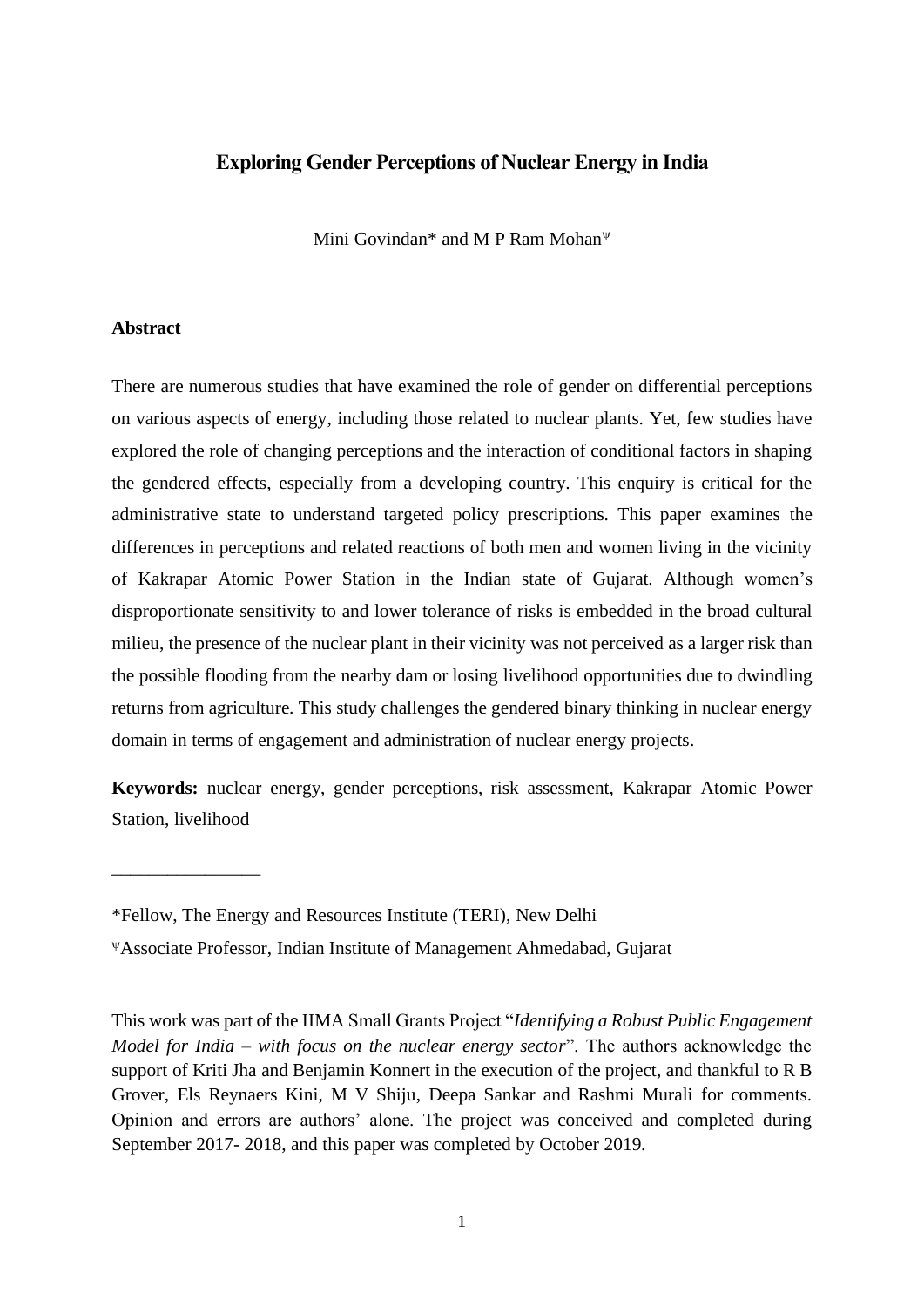# Exploring Gender Perceptions of Nuclear Energy in India

Mini Govindan* and M P Ram Mohan[ψ]

## Abstract

There are numerous studies that have examined the role of gender on differential perceptions on various aspects of energy, including those related to nuclear plants. Yet, few studies have explored the role of changing perceptions and the interaction of conditional factors in shaping the gendered effects, especially from a developing country. This enquiry is critical for the administrative state to understand targeted policy prescriptions. This paper examines the differences in perceptions and related reactions of both men and women living in the vicinity of Kakrapar Atomic Power Station in the Indian state of Gujarat. Although women's disproportionate sensitivity to and lower tolerance of risks is embedded in the broad cultural milieu, the presence of the nuclear plant in their vicinity was not perceived as a larger risk than the possible flooding from the nearby dam or losing livelihood opportunities due to dwindling returns from agriculture. This study challenges the gendered binary thinking in nuclear energy domain in terms of engagement and administration of nuclear energy projects.

**Keywords:** nuclear energy, gender perceptions, risk assessment, Kakrapar Atomic Power Station, livelihood

________________

*Fellow, The Energy and Resources Institute (TERI), New Delhi

[ψ]Associate Professor, Indian Institute of Management Ahmedabad, Gujarat

This work was part of the IIMA Small Grants Project "*Identifying a Robust Public Engagement Model for India – with focus on the nuclear energy sector*". The authors acknowledge the support of Kriti Jha and Benjamin Konnert in the execution of the project, and thankful to R B Grover, Els Reynaers Kini, M V Shiju, Deepa Sankar and Rashmi Murali for comments. Opinion and errors are authors' alone. The project was conceived and completed during September 2017- 2018, and this paper was completed by October 2019.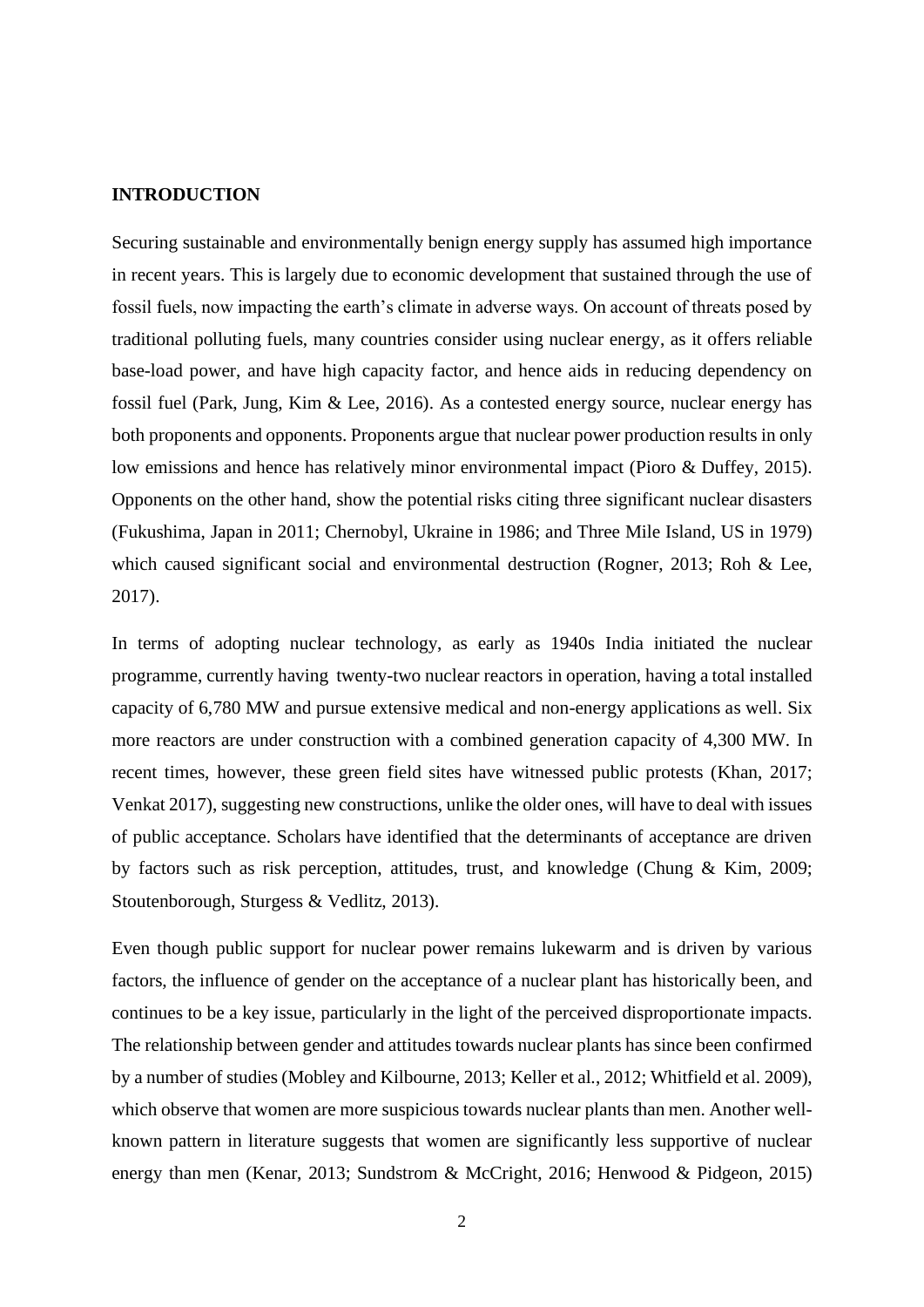# INTRODUCTION

Securing sustainable and environmentally benign energy supply has assumed high importance in recent years. This is largely due to economic development that sustained through the use of fossil fuels, now impacting the earth's climate in adverse ways. On account of threats posed by traditional polluting fuels, many countries consider using nuclear energy, as it offers reliable base-load power, and have high capacity factor, and hence aids in reducing dependency on fossil fuel (Park, Jung, Kim & Lee, 2016). As a contested energy source, nuclear energy has both proponents and opponents. Proponents argue that nuclear power production results in only low emissions and hence has relatively minor environmental impact (Pioro & Duffey, 2015). Opponents on the other hand, show the potential risks citing three significant nuclear disasters (Fukushima, Japan in 2011; Chernobyl, Ukraine in 1986; and Three Mile Island, US in 1979) which caused significant social and environmental destruction (Rogner, 2013; Roh & Lee, 2017).

In terms of adopting nuclear technology, as early as 1940s India initiated the nuclear programme, currently having twenty-two nuclear reactors in operation, having a total installed capacity of 6,780 MW and pursue extensive medical and non-energy applications as well. Six more reactors are under construction with a combined generation capacity of 4,300 MW. In recent times, however, these green field sites have witnessed public protests (Khan, 2017; Venkat 2017), suggesting new constructions, unlike the older ones, will have to deal with issues of public acceptance. Scholars have identified that the determinants of acceptance are driven by factors such as risk perception, attitudes, trust, and knowledge (Chung & Kim, 2009; Stoutenborough, Sturgess & Vedlitz, 2013).

Even though public support for nuclear power remains lukewarm and is driven by various factors, the influence of gender on the acceptance of a nuclear plant has historically been, and continues to be a key issue, particularly in the light of the perceived disproportionate impacts. The relationship between gender and attitudes towards nuclear plants has since been confirmed by a number of studies (Mobley and Kilbourne, 2013; Keller et al., 2012; Whitfield et al. 2009), which observe that women are more suspicious towards nuclear plants than men. Another well-known pattern in literature suggests that women are significantly less supportive of nuclear energy than men (Kenar, 2013; Sundstrom & McCright, 2016; Henwood & Pidgeon, 2015)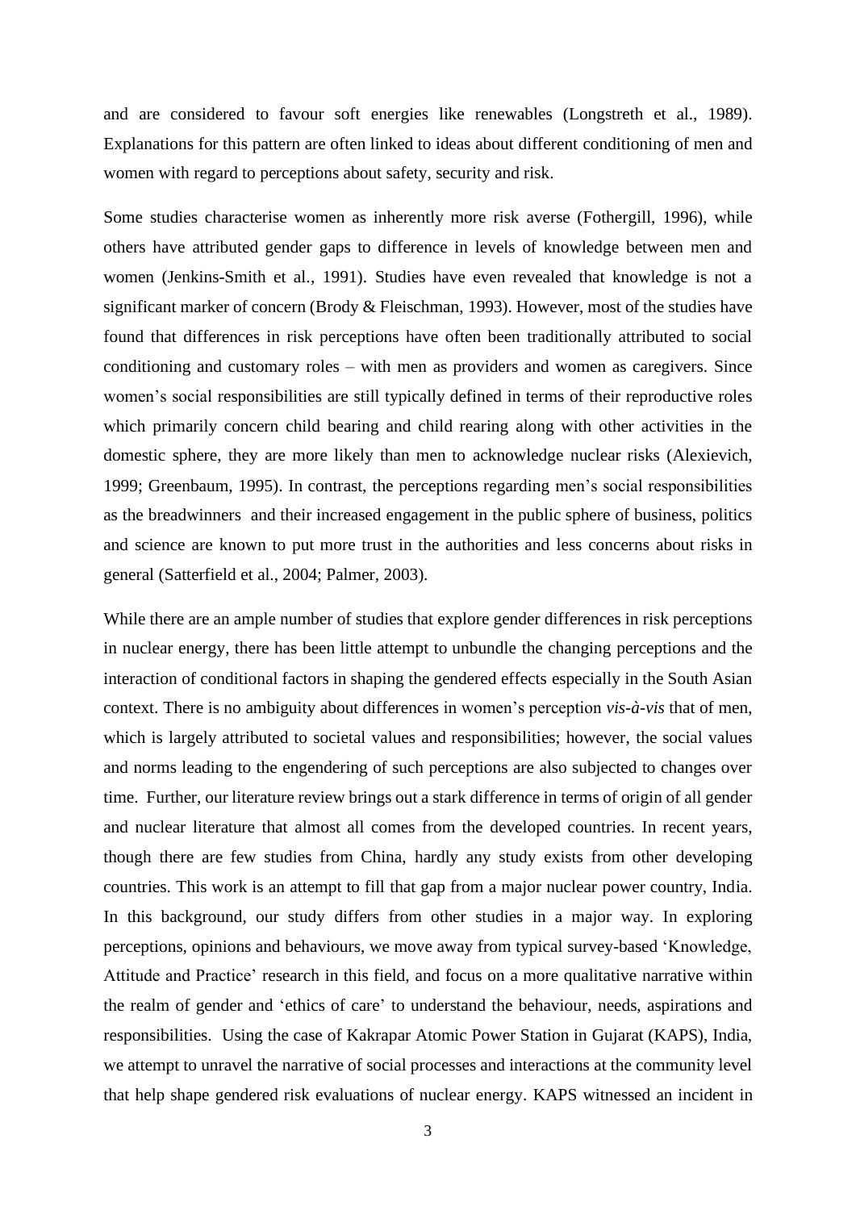and are considered to favour soft energies like renewables (Longstreth et al., 1989). Explanations for this pattern are often linked to ideas about different conditioning of men and women with regard to perceptions about safety, security and risk.

Some studies characterise women as inherently more risk averse (Fothergill, 1996), while others have attributed gender gaps to difference in levels of knowledge between men and women (Jenkins-Smith et al., 1991). Studies have even revealed that knowledge is not a significant marker of concern (Brody & Fleischman, 1993). However, most of the studies have found that differences in risk perceptions have often been traditionally attributed to social conditioning and customary roles – with men as providers and women as caregivers. Since women's social responsibilities are still typically defined in terms of their reproductive roles which primarily concern child bearing and child rearing along with other activities in the domestic sphere, they are more likely than men to acknowledge nuclear risks (Alexievich, 1999; Greenbaum, 1995). In contrast, the perceptions regarding men's social responsibilities as the breadwinners and their increased engagement in the public sphere of business, politics and science are known to put more trust in the authorities and less concerns about risks in general (Satterfield et al., 2004; Palmer, 2003).

While there are an ample number of studies that explore gender differences in risk perceptions in nuclear energy, there has been little attempt to unbundle the changing perceptions and the interaction of conditional factors in shaping the gendered effects especially in the South Asian context. There is no ambiguity about differences in women's perception *vis-à-vis* that of men, which is largely attributed to societal values and responsibilities; however, the social values and norms leading to the engendering of such perceptions are also subjected to changes over time. Further, our literature review brings out a stark difference in terms of origin of all gender and nuclear literature that almost all comes from the developed countries. In recent years, though there are few studies from China, hardly any study exists from other developing countries. This work is an attempt to fill that gap from a major nuclear power country, India. In this background, our study differs from other studies in a major way. In exploring perceptions, opinions and behaviours, we move away from typical survey-based 'Knowledge, Attitude and Practice' research in this field, and focus on a more qualitative narrative within the realm of gender and 'ethics of care' to understand the behaviour, needs, aspirations and responsibilities. Using the case of Kakrapar Atomic Power Station in Gujarat (KAPS), India, we attempt to unravel the narrative of social processes and interactions at the community level that help shape gendered risk evaluations of nuclear energy. KAPS witnessed an incident in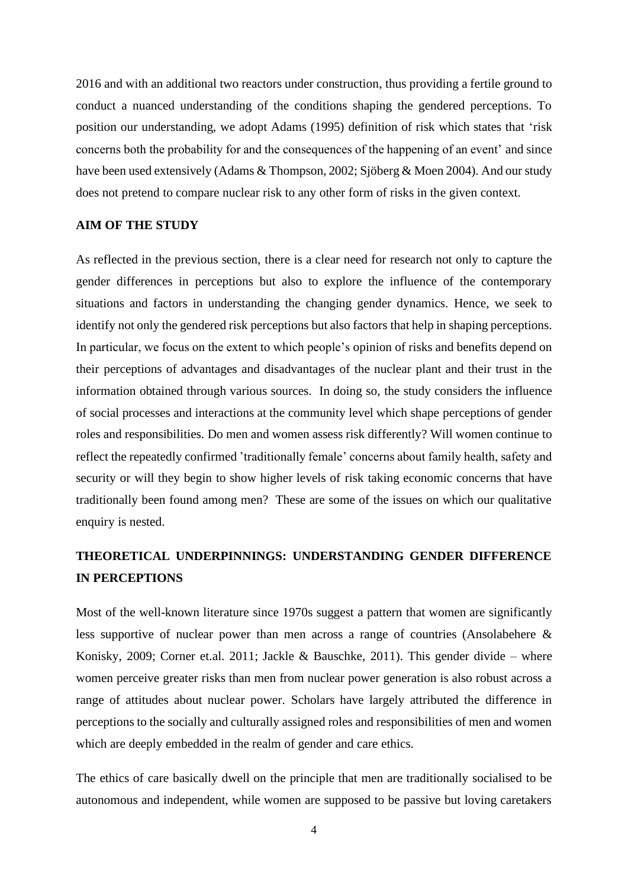2016 and with an additional two reactors under construction, thus providing a fertile ground to conduct a nuanced understanding of the conditions shaping the gendered perceptions. To position our understanding, we adopt Adams (1995) definition of risk which states that 'risk concerns both the probability for and the consequences of the happening of an event' and since have been used extensively (Adams & Thompson, 2002; Sjöberg & Moen 2004). And our study does not pretend to compare nuclear risk to any other form of risks in the given context.

## AIM OF THE STUDY

As reflected in the previous section, there is a clear need for research not only to capture the gender differences in perceptions but also to explore the influence of the contemporary situations and factors in understanding the changing gender dynamics. Hence, we seek to identify not only the gendered risk perceptions but also factors that help in shaping perceptions. In particular, we focus on the extent to which people's opinion of risks and benefits depend on their perceptions of advantages and disadvantages of the nuclear plant and their trust in the information obtained through various sources. In doing so, the study considers the influence of social processes and interactions at the community level which shape perceptions of gender roles and responsibilities. Do men and women assess risk differently? Will women continue to reflect the repeatedly confirmed 'traditionally female' concerns about family health, safety and security or will they begin to show higher levels of risk taking economic concerns that have traditionally been found among men? These are some of the issues on which our qualitative enquiry is nested.

## THEORETICAL UNDERPINNINGS: UNDERSTANDING GENDER DIFFERENCE IN PERCEPTIONS

Most of the well-known literature since 1970s suggest a pattern that women are significantly less supportive of nuclear power than men across a range of countries (Ansolabehere & Konisky, 2009; Corner et.al. 2011; Jackle & Bauschke, 2011). This gender divide – where women perceive greater risks than men from nuclear power generation is also robust across a range of attitudes about nuclear power. Scholars have largely attributed the difference in perceptions to the socially and culturally assigned roles and responsibilities of men and women which are deeply embedded in the realm of gender and care ethics.

The ethics of care basically dwell on the principle that men are traditionally socialised to be autonomous and independent, while women are supposed to be passive but loving caretakers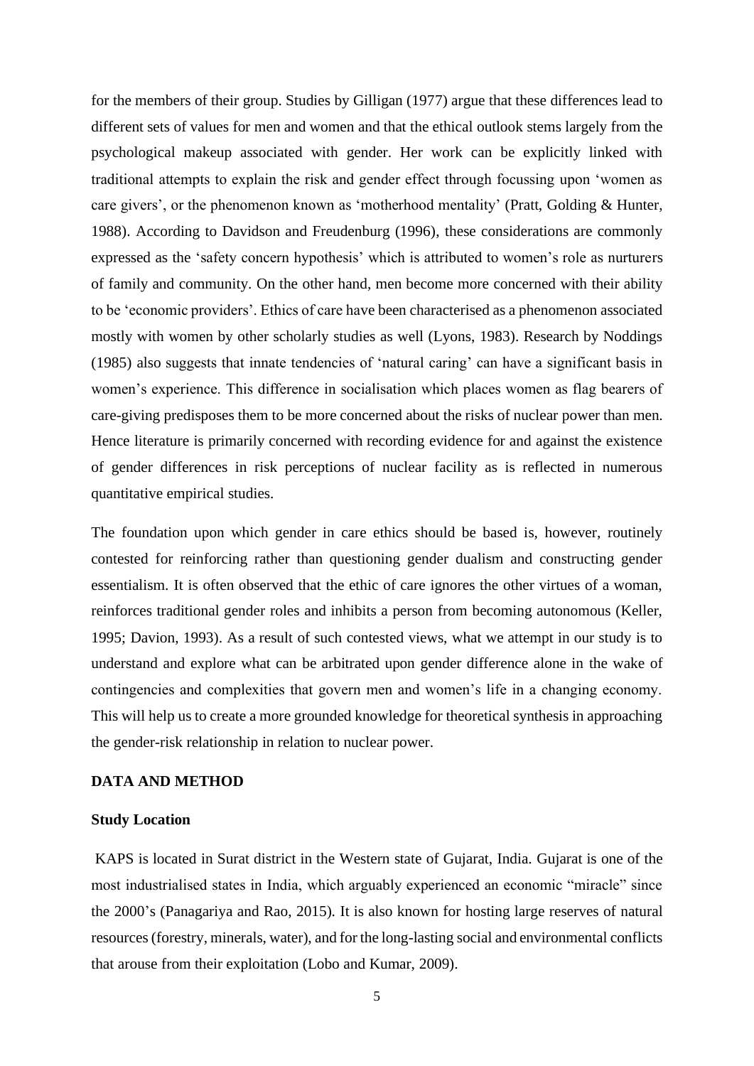for the members of their group. Studies by Gilligan (1977) argue that these differences lead to different sets of values for men and women and that the ethical outlook stems largely from the psychological makeup associated with gender. Her work can be explicitly linked with traditional attempts to explain the risk and gender effect through focussing upon 'women as care givers', or the phenomenon known as 'motherhood mentality' (Pratt, Golding & Hunter, 1988). According to Davidson and Freudenburg (1996), these considerations are commonly expressed as the 'safety concern hypothesis' which is attributed to women's role as nurturers of family and community. On the other hand, men become more concerned with their ability to be 'economic providers'. Ethics of care have been characterised as a phenomenon associated mostly with women by other scholarly studies as well (Lyons, 1983). Research by Noddings (1985) also suggests that innate tendencies of 'natural caring' can have a significant basis in women's experience. This difference in socialisation which places women as flag bearers of care-giving predisposes them to be more concerned about the risks of nuclear power than men. Hence literature is primarily concerned with recording evidence for and against the existence of gender differences in risk perceptions of nuclear facility as is reflected in numerous quantitative empirical studies.

The foundation upon which gender in care ethics should be based is, however, routinely contested for reinforcing rather than questioning gender dualism and constructing gender essentialism. It is often observed that the ethic of care ignores the other virtues of a woman, reinforces traditional gender roles and inhibits a person from becoming autonomous (Keller, 1995; Davion, 1993). As a result of such contested views, what we attempt in our study is to understand and explore what can be arbitrated upon gender difference alone in the wake of contingencies and complexities that govern men and women's life in a changing economy. This will help us to create a more grounded knowledge for theoretical synthesis in approaching the gender-risk relationship in relation to nuclear power.

## DATA AND METHOD

### Study Location

KAPS is located in Surat district in the Western state of Gujarat, India. Gujarat is one of the most industrialised states in India, which arguably experienced an economic "miracle" since the 2000's (Panagariya and Rao, 2015). It is also known for hosting large reserves of natural resources (forestry, minerals, water), and for the long-lasting social and environmental conflicts that arouse from their exploitation (Lobo and Kumar, 2009).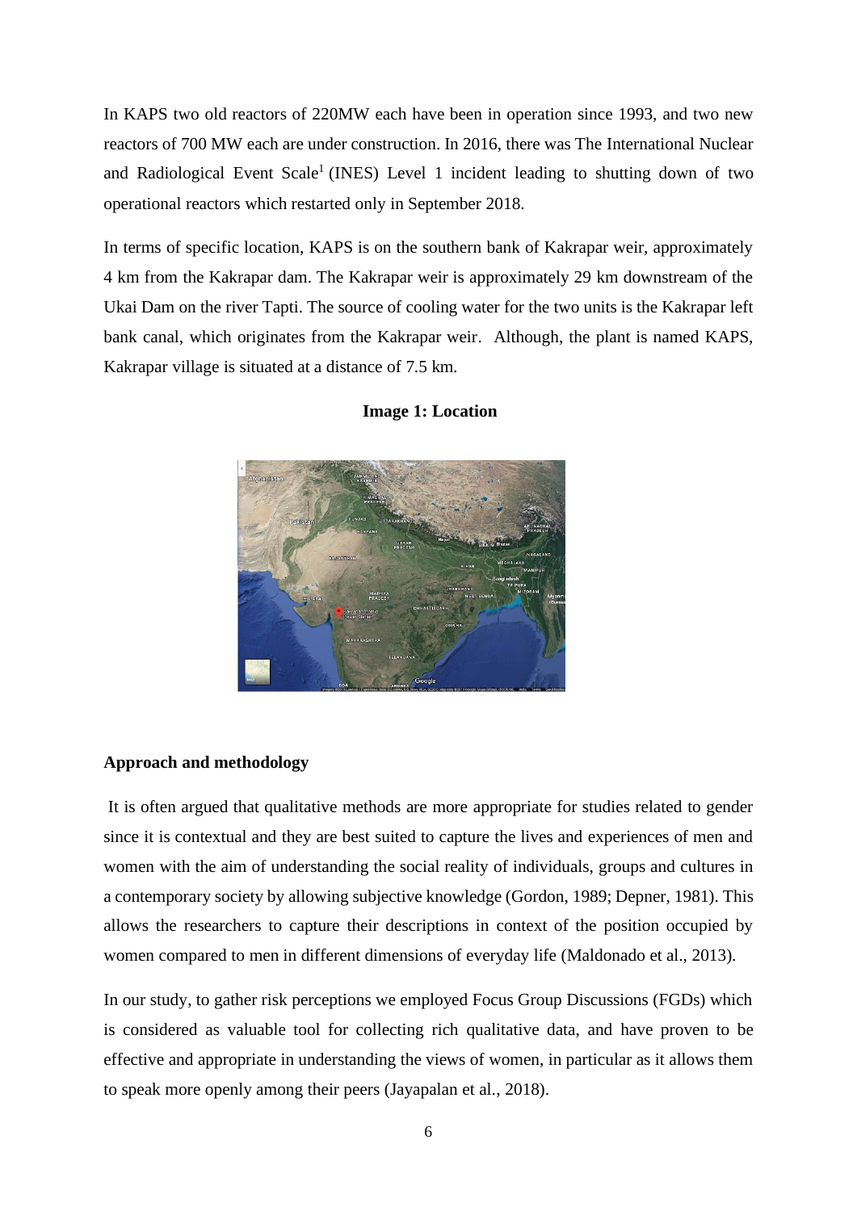In KAPS two old reactors of 220MW each have been in operation since 1993, and two new reactors of 700 MW each are under construction. In 2016, there was The International Nuclear and Radiological Event Scale[1] (INES) Level 1 incident leading to shutting down of two operational reactors which restarted only in September 2018.

In terms of specific location, KAPS is on the southern bank of Kakrapar weir, approximately 4 km from the Kakrapar dam. The Kakrapar weir is approximately 29 km downstream of the Ukai Dam on the river Tapti. The source of cooling water for the two units is the Kakrapar left bank canal, which originates from the Kakrapar weir. Although, the plant is named KAPS, Kakrapar village is situated at a distance of 7.5 km.

**Image 1: Location**

## Approach and methodology

It is often argued that qualitative methods are more appropriate for studies related to gender since it is contextual and they are best suited to capture the lives and experiences of men and women with the aim of understanding the social reality of individuals, groups and cultures in a contemporary society by allowing subjective knowledge (Gordon, 1989; Depner, 1981). This allows the researchers to capture their descriptions in context of the position occupied by women compared to men in different dimensions of everyday life (Maldonado et al., 2013).

In our study, to gather risk perceptions we employed Focus Group Discussions (FGDs) which is considered as valuable tool for collecting rich qualitative data, and have proven to be effective and appropriate in understanding the views of women, in particular as it allows them to speak more openly among their peers (Jayapalan et al., 2018).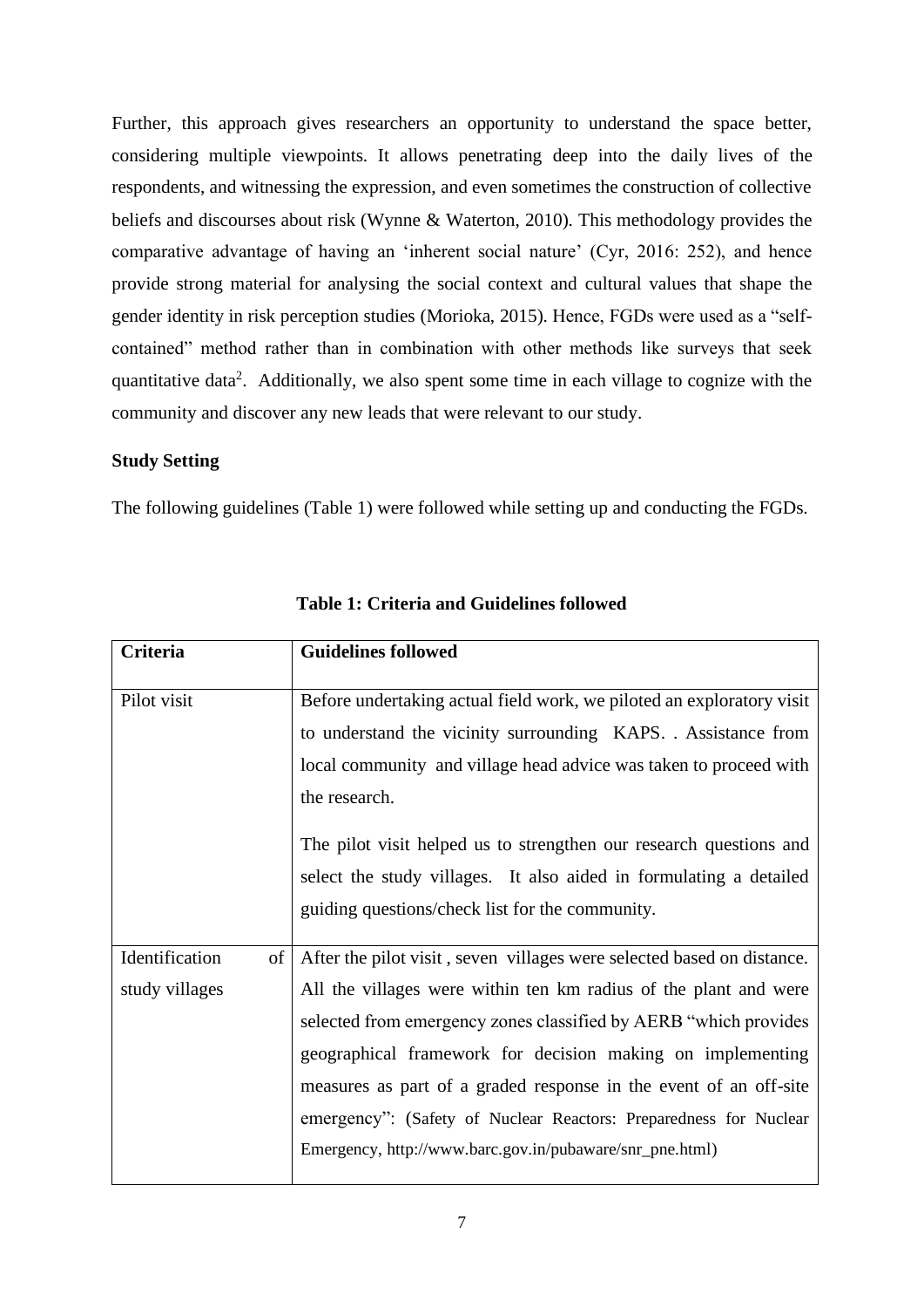Further, this approach gives researchers an opportunity to understand the space better, considering multiple viewpoints. It allows penetrating deep into the daily lives of the respondents, and witnessing the expression, and even sometimes the construction of collective beliefs and discourses about risk (Wynne & Waterton, 2010). This methodology provides the comparative advantage of having an 'inherent social nature' (Cyr, 2016: 252), and hence provide strong material for analysing the social context and cultural values that shape the gender identity in risk perception studies (Morioka, 2015). Hence, FGDs were used as a "self-contained" method rather than in combination with other methods like surveys that seek quantitative data[2]. Additionally, we also spent some time in each village to cognize with the community and discover any new leads that were relevant to our study.

**Study Setting**

The following guidelines (Table 1) were followed while setting up and conducting the FGDs.

**Table 1: Criteria and Guidelines followed**

| Criteria | Guidelines followed |
|---|---|
| Pilot visit | Before undertaking actual field work, we piloted an exploratory visit to understand the vicinity surrounding KAPS. . Assistance from local community and village head advice was taken to proceed with the research.<br><br>The pilot visit helped us to strengthen our research questions and select the study villages. It also aided in formulating a detailed guiding questions/check list for the community. |
| Identification of study villages | After the pilot visit , seven villages were selected based on distance. All the villages were within ten km radius of the plant and were selected from emergency zones classified by AERB "which provides geographical framework for decision making on implementing measures as part of a graded response in the event of an off-site emergency": (Safety of Nuclear Reactors: Preparedness for Nuclear Emergency, http://www.barc.gov.in/pubaware/snr_pne.html) |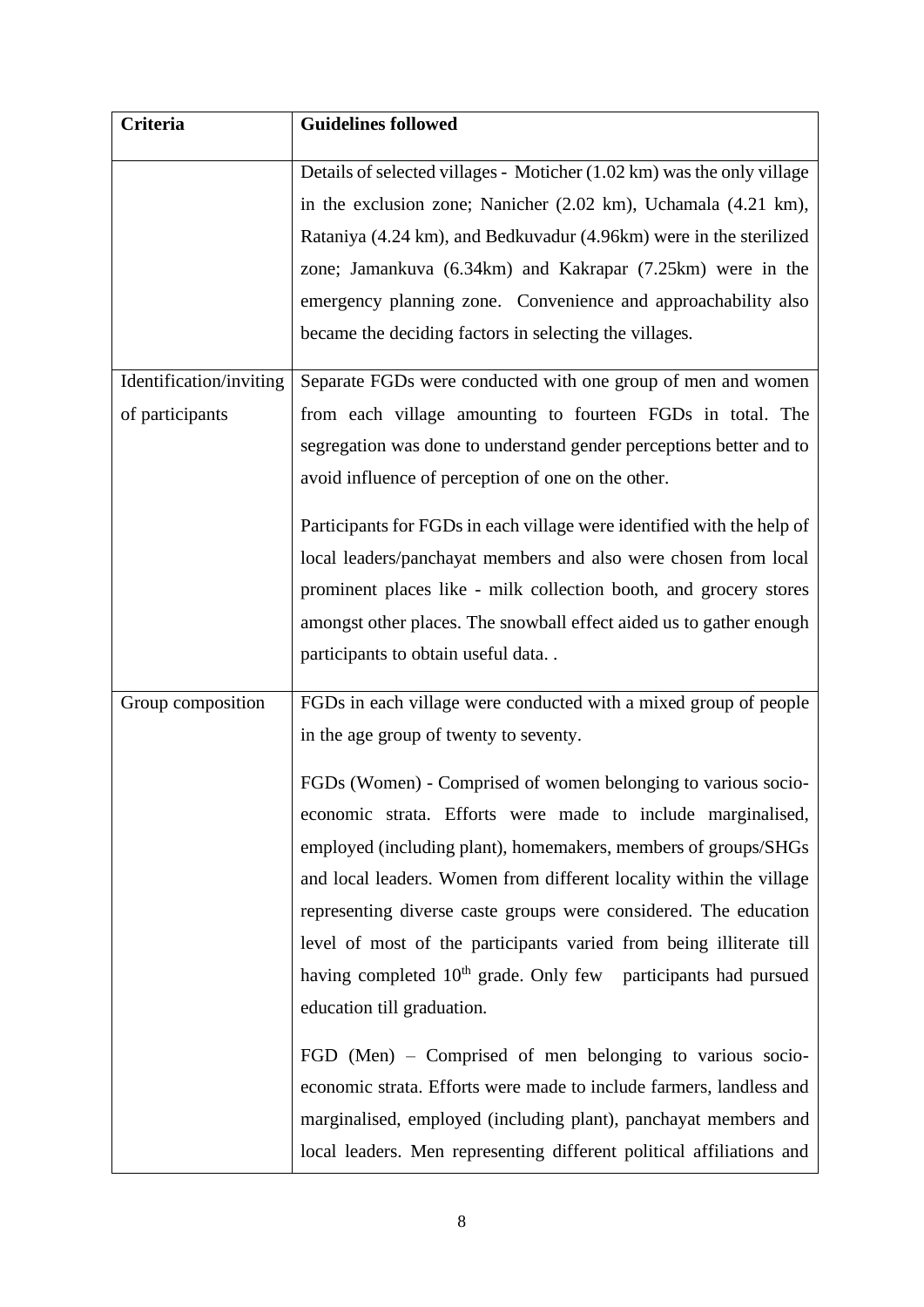| Criteria | Guidelines followed |
| --- | --- |
| | Details of selected villages - Moticher (1.02 km) was the only village in the exclusion zone; Nanicher (2.02 km), Uchamala (4.21 km), Rataniya (4.24 km), and Bedkuvadur (4.96km) were in the sterilized zone; Jamankuva (6.34km) and Kakrapar (7.25km) were in the emergency planning zone. Convenience and approachability also became the deciding factors in selecting the villages. |
| Identification/inviting of participants | Separate FGDs were conducted with one group of men and women from each village amounting to fourteen FGDs in total. The segregation was done to understand gender perceptions better and to avoid influence of perception of one on the other.<br><br>Participants for FGDs in each village were identified with the help of local leaders/panchayat members and also were chosen from local prominent places like - milk collection booth, and grocery stores amongst other places. The snowball effect aided us to gather enough participants to obtain useful data. . |
| Group composition | FGDs in each village were conducted with a mixed group of people in the age group of twenty to seventy.<br><br>FGDs (Women) - Comprised of women belonging to various socio-economic strata. Efforts were made to include marginalised, employed (including plant), homemakers, members of groups/SHGs and local leaders. Women from different locality within the village representing diverse caste groups were considered. The education level of most of the participants varied from being illiterate till having completed 10th grade. Only few participants had pursued education till graduation.<br><br>FGD (Men) – Comprised of men belonging to various socio-economic strata. Efforts were made to include farmers, landless and marginalised, employed (including plant), panchayat members and local leaders. Men representing different political affiliations and |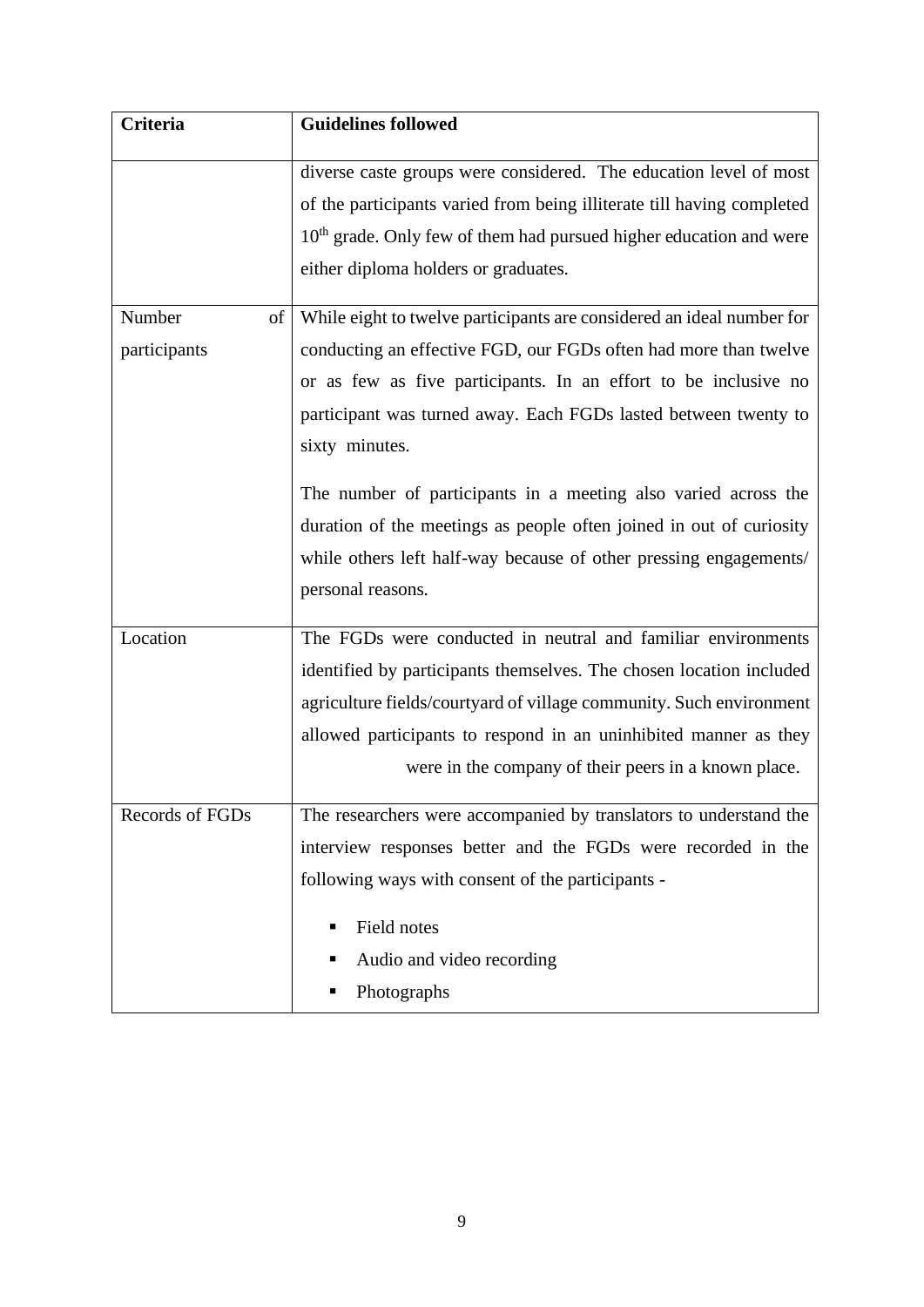| Criteria | Guidelines followed |
|---|---|
| | diverse caste groups were considered. The education level of most of the participants varied from being illiterate till having completed 10th grade. Only few of them had pursued higher education and were either diploma holders or graduates. |
| Number of participants | While eight to twelve participants are considered an ideal number for conducting an effective FGD, our FGDs often had more than twelve or as few as five participants. In an effort to be inclusive no participant was turned away. Each FGDs lasted between twenty to sixty minutes.<br><br>The number of participants in a meeting also varied across the duration of the meetings as people often joined in out of curiosity while others left half-way because of other pressing engagements/ personal reasons. |
| Location | The FGDs were conducted in neutral and familiar environments identified by participants themselves. The chosen location included agriculture fields/courtyard of village community. Such environment allowed participants to respond in an uninhibited manner as they were in the company of their peers in a known place. |
| Records of FGDs | The researchers were accompanied by translators to understand the interview responses better and the FGDs were recorded in the following ways with consent of the participants -<br><br>▪ Field notes<br>▪ Audio and video recording<br>▪ Photographs |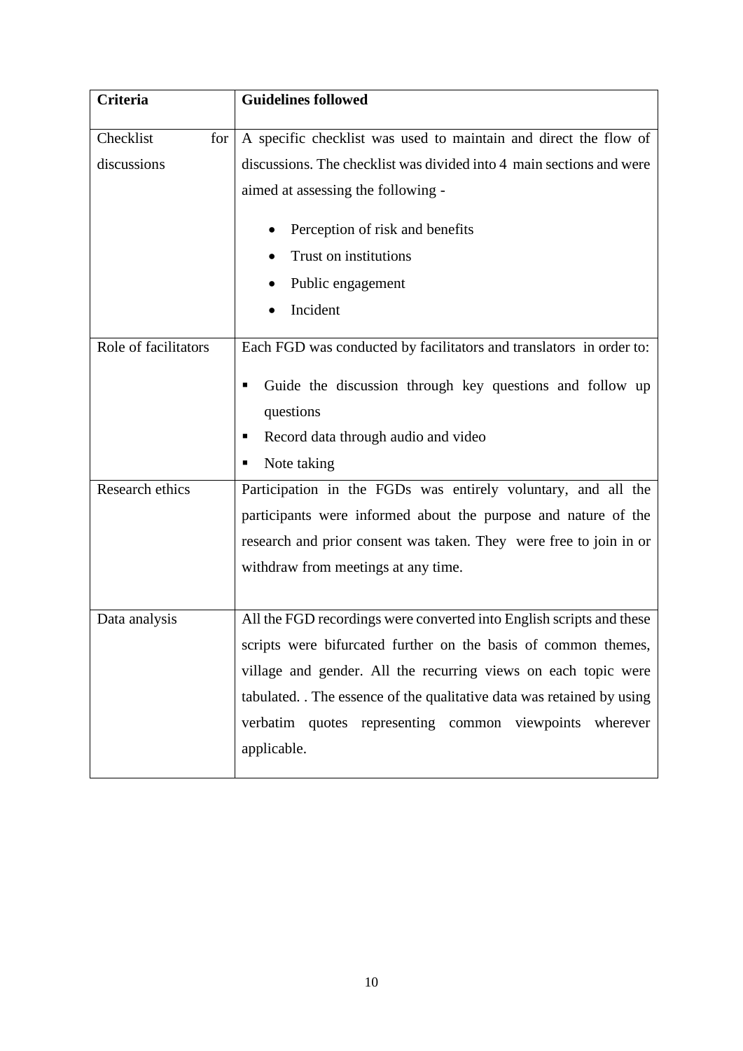| Criteria | Guidelines followed |
| --- | --- |
| Checklist for discussions | A specific checklist was used to maintain and direct the flow of discussions. The checklist was divided into 4 main sections and were aimed at assessing the following - <br>• Perception of risk and benefits<br>• Trust on institutions<br>• Public engagement<br>• Incident |
| Role of facilitators | Each FGD was conducted by facilitators and translators in order to:<br>▪ Guide the discussion through key questions and follow up questions<br>▪ Record data through audio and video<br>▪ Note taking |
| Research ethics | Participation in the FGDs was entirely voluntary, and all the participants were informed about the purpose and nature of the research and prior consent was taken. They were free to join in or withdraw from meetings at any time. |
| Data analysis | All the FGD recordings were converted into English scripts and these scripts were bifurcated further on the basis of common themes, village and gender. All the recurring views on each topic were tabulated. . The essence of the qualitative data was retained by using verbatim quotes representing common viewpoints wherever applicable. |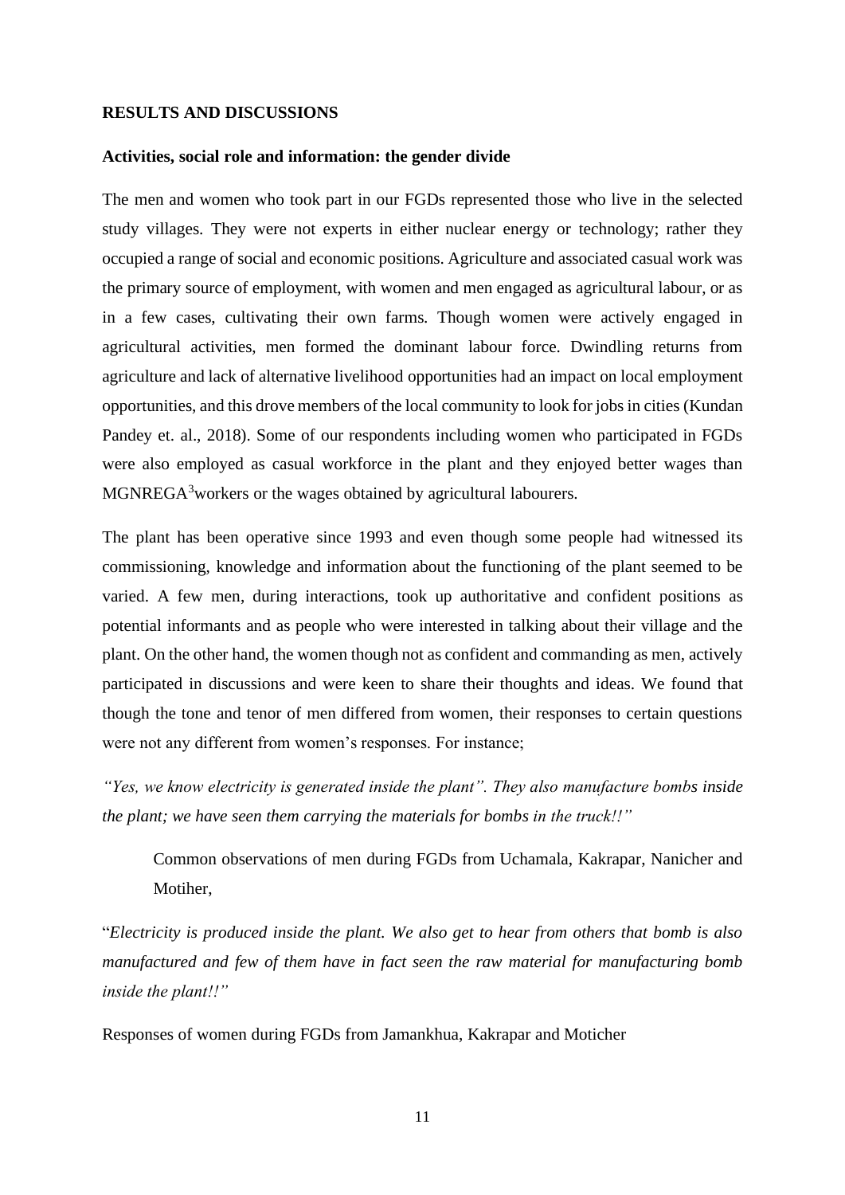## RESULTS AND DISCUSSIONS

### Activities, social role and information: the gender divide

The men and women who took part in our FGDs represented those who live in the selected study villages. They were not experts in either nuclear energy or technology; rather they occupied a range of social and economic positions. Agriculture and associated casual work was the primary source of employment, with women and men engaged as agricultural labour, or as in a few cases, cultivating their own farms. Though women were actively engaged in agricultural activities, men formed the dominant labour force. Dwindling returns from agriculture and lack of alternative livelihood opportunities had an impact on local employment opportunities, and this drove members of the local community to look for jobs in cities (Kundan Pandey et. al., 2018). Some of our respondents including women who participated in FGDs were also employed as casual workforce in the plant and they enjoyed better wages than MGNREGA[3]workers or the wages obtained by agricultural labourers.

The plant has been operative since 1993 and even though some people had witnessed its commissioning, knowledge and information about the functioning of the plant seemed to be varied. A few men, during interactions, took up authoritative and confident positions as potential informants and as people who were interested in talking about their village and the plant. On the other hand, the women though not as confident and commanding as men, actively participated in discussions and were keen to share their thoughts and ideas. We found that though the tone and tenor of men differed from women, their responses to certain questions were not any different from women's responses. For instance;

*"Yes, we know electricity is generated inside the plant". They also manufacture bombs inside the plant; we have seen them carrying the materials for bombs in the truck!!"*

> Common observations of men during FGDs from Uchamala, Kakrapar, Nanicher and Motiher,

"*Electricity is produced inside the plant. We also get to hear from others that bomb is also manufactured and few of them have in fact seen the raw material for manufacturing bomb inside the plant!!"*

Responses of women during FGDs from Jamankhua, Kakrapar and Moticher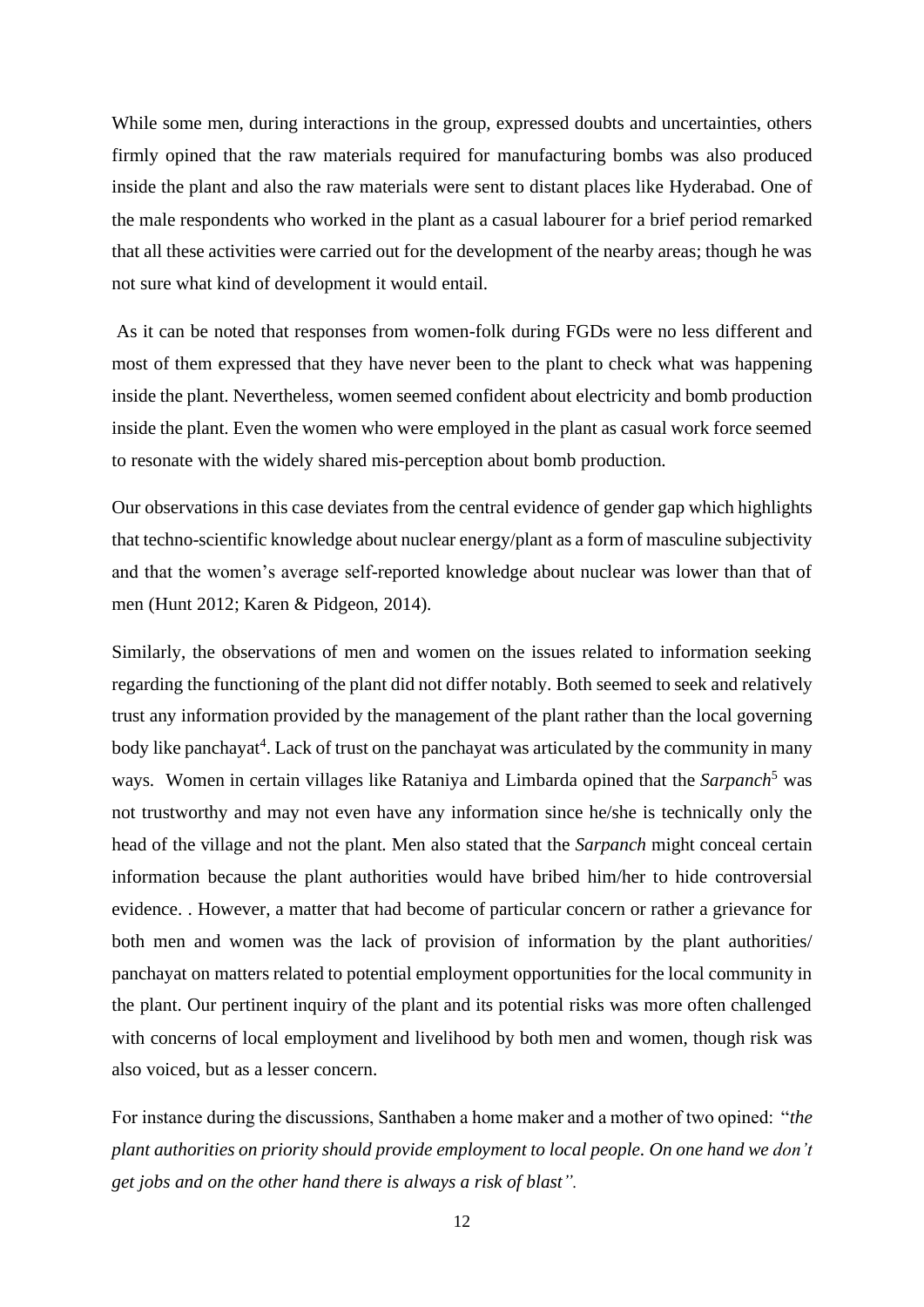While some men, during interactions in the group, expressed doubts and uncertainties, others firmly opined that the raw materials required for manufacturing bombs was also produced inside the plant and also the raw materials were sent to distant places like Hyderabad. One of the male respondents who worked in the plant as a casual labourer for a brief period remarked that all these activities were carried out for the development of the nearby areas; though he was not sure what kind of development it would entail.

As it can be noted that responses from women-folk during FGDs were no less different and most of them expressed that they have never been to the plant to check what was happening inside the plant. Nevertheless, women seemed confident about electricity and bomb production inside the plant. Even the women who were employed in the plant as casual work force seemed to resonate with the widely shared mis-perception about bomb production.

Our observations in this case deviates from the central evidence of gender gap which highlights that techno-scientific knowledge about nuclear energy/plant as a form of masculine subjectivity and that the women's average self-reported knowledge about nuclear was lower than that of men (Hunt 2012; Karen & Pidgeon, 2014).

Similarly, the observations of men and women on the issues related to information seeking regarding the functioning of the plant did not differ notably. Both seemed to seek and relatively trust any information provided by the management of the plant rather than the local governing body like panchayat[4]. Lack of trust on the panchayat was articulated by the community in many ways. Women in certain villages like Rataniya and Limbarda opined that the *Sarpanch*[5] was not trustworthy and may not even have any information since he/she is technically only the head of the village and not the plant. Men also stated that the *Sarpanch* might conceal certain information because the plant authorities would have bribed him/her to hide controversial evidence. . However, a matter that had become of particular concern or rather a grievance for both men and women was the lack of provision of information by the plant authorities/ panchayat on matters related to potential employment opportunities for the local community in the plant. Our pertinent inquiry of the plant and its potential risks was more often challenged with concerns of local employment and livelihood by both men and women, though risk was also voiced, but as a lesser concern.

For instance during the discussions, Santhaben a home maker and a mother of two opined: "*the plant authorities on priority should provide employment to local people. On one hand we don't get jobs and on the other hand there is always a risk of blast".*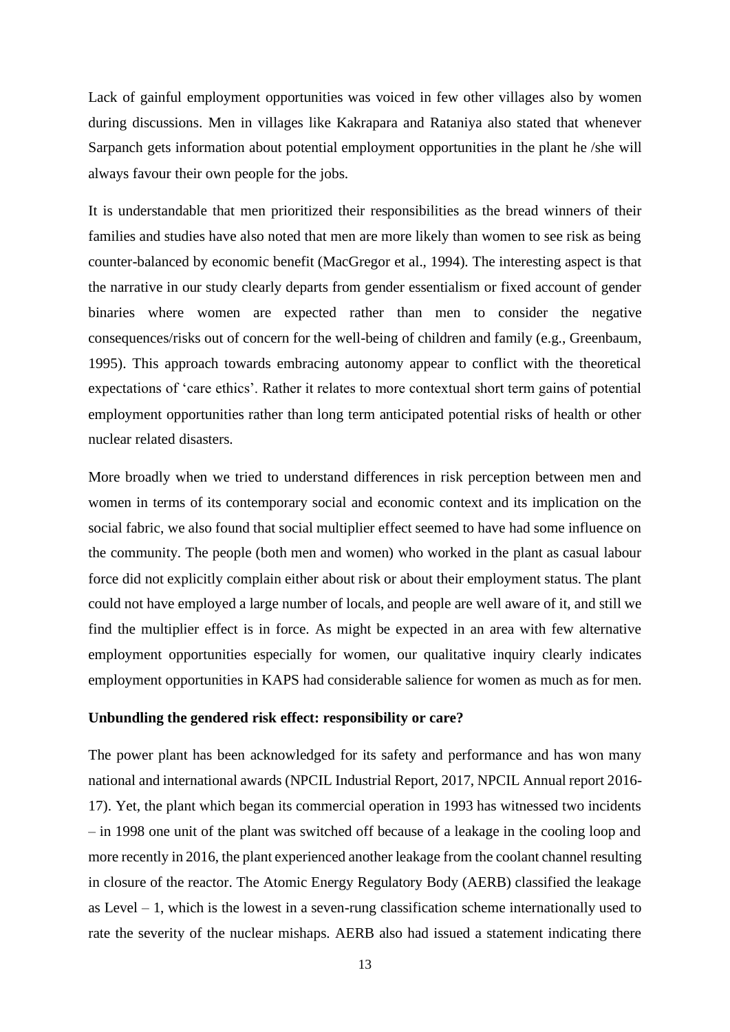Lack of gainful employment opportunities was voiced in few other villages also by women during discussions. Men in villages like Kakrapara and Rataniya also stated that whenever Sarpanch gets information about potential employment opportunities in the plant he /she will always favour their own people for the jobs.

It is understandable that men prioritized their responsibilities as the bread winners of their families and studies have also noted that men are more likely than women to see risk as being counter-balanced by economic benefit (MacGregor et al., 1994). The interesting aspect is that the narrative in our study clearly departs from gender essentialism or fixed account of gender binaries where women are expected rather than men to consider the negative consequences/risks out of concern for the well-being of children and family (e.g., Greenbaum, 1995). This approach towards embracing autonomy appear to conflict with the theoretical expectations of 'care ethics'. Rather it relates to more contextual short term gains of potential employment opportunities rather than long term anticipated potential risks of health or other nuclear related disasters.

More broadly when we tried to understand differences in risk perception between men and women in terms of its contemporary social and economic context and its implication on the social fabric, we also found that social multiplier effect seemed to have had some influence on the community. The people (both men and women) who worked in the plant as casual labour force did not explicitly complain either about risk or about their employment status. The plant could not have employed a large number of locals, and people are well aware of it, and still we find the multiplier effect is in force. As might be expected in an area with few alternative employment opportunities especially for women, our qualitative inquiry clearly indicates employment opportunities in KAPS had considerable salience for women as much as for men.

**Unbundling the gendered risk effect: responsibility or care?**

The power plant has been acknowledged for its safety and performance and has won many national and international awards (NPCIL Industrial Report, 2017, NPCIL Annual report 2016-17). Yet, the plant which began its commercial operation in 1993 has witnessed two incidents – in 1998 one unit of the plant was switched off because of a leakage in the cooling loop and more recently in 2016, the plant experienced another leakage from the coolant channel resulting in closure of the reactor. The Atomic Energy Regulatory Body (AERB) classified the leakage as Level – 1, which is the lowest in a seven-rung classification scheme internationally used to rate the severity of the nuclear mishaps. AERB also had issued a statement indicating there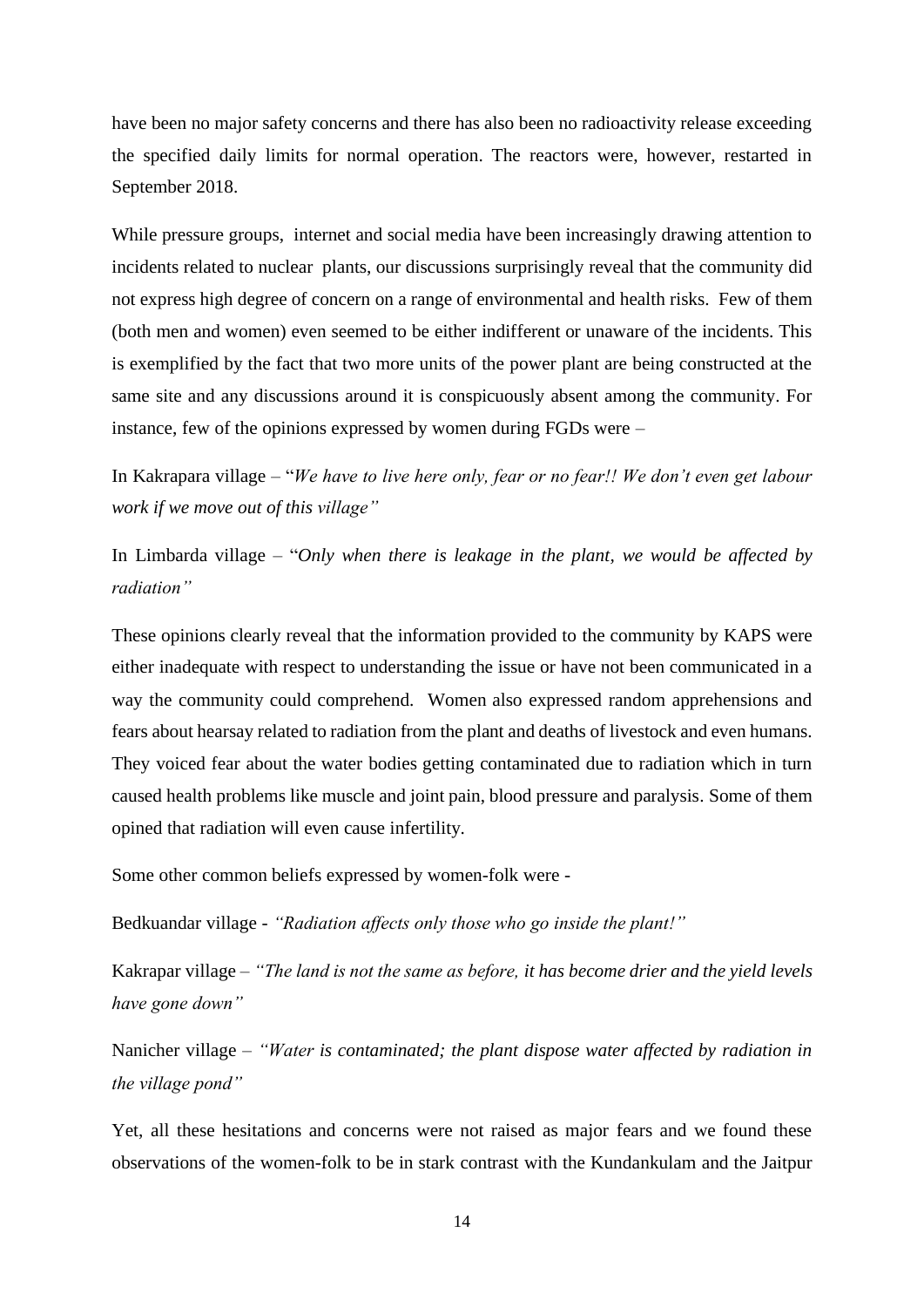have been no major safety concerns and there has also been no radioactivity release exceeding the specified daily limits for normal operation. The reactors were, however, restarted in September 2018.

While pressure groups, internet and social media have been increasingly drawing attention to incidents related to nuclear plants, our discussions surprisingly reveal that the community did not express high degree of concern on a range of environmental and health risks. Few of them (both men and women) even seemed to be either indifferent or unaware of the incidents. This is exemplified by the fact that two more units of the power plant are being constructed at the same site and any discussions around it is conspicuously absent among the community. For instance, few of the opinions expressed by women during FGDs were –

In Kakrapara village – "*We have to live here only, fear or no fear!! We don't even get labour work if we move out of this village"*

In Limbarda village – "*Only when there is leakage in the plant, we would be affected by radiation"*

These opinions clearly reveal that the information provided to the community by KAPS were either inadequate with respect to understanding the issue or have not been communicated in a way the community could comprehend. Women also expressed random apprehensions and fears about hearsay related to radiation from the plant and deaths of livestock and even humans. They voiced fear about the water bodies getting contaminated due to radiation which in turn caused health problems like muscle and joint pain, blood pressure and paralysis. Some of them opined that radiation will even cause infertility.

Some other common beliefs expressed by women-folk were -

Bedkuandar village - *"Radiation affects only those who go inside the plant!"*

Kakrapar village – *"The land is not the same as before, it has become drier and the yield levels have gone down"*

Nanicher village – *"Water is contaminated; the plant dispose water affected by radiation in the village pond"*

Yet, all these hesitations and concerns were not raised as major fears and we found these observations of the women-folk to be in stark contrast with the Kundankulam and the Jaitpur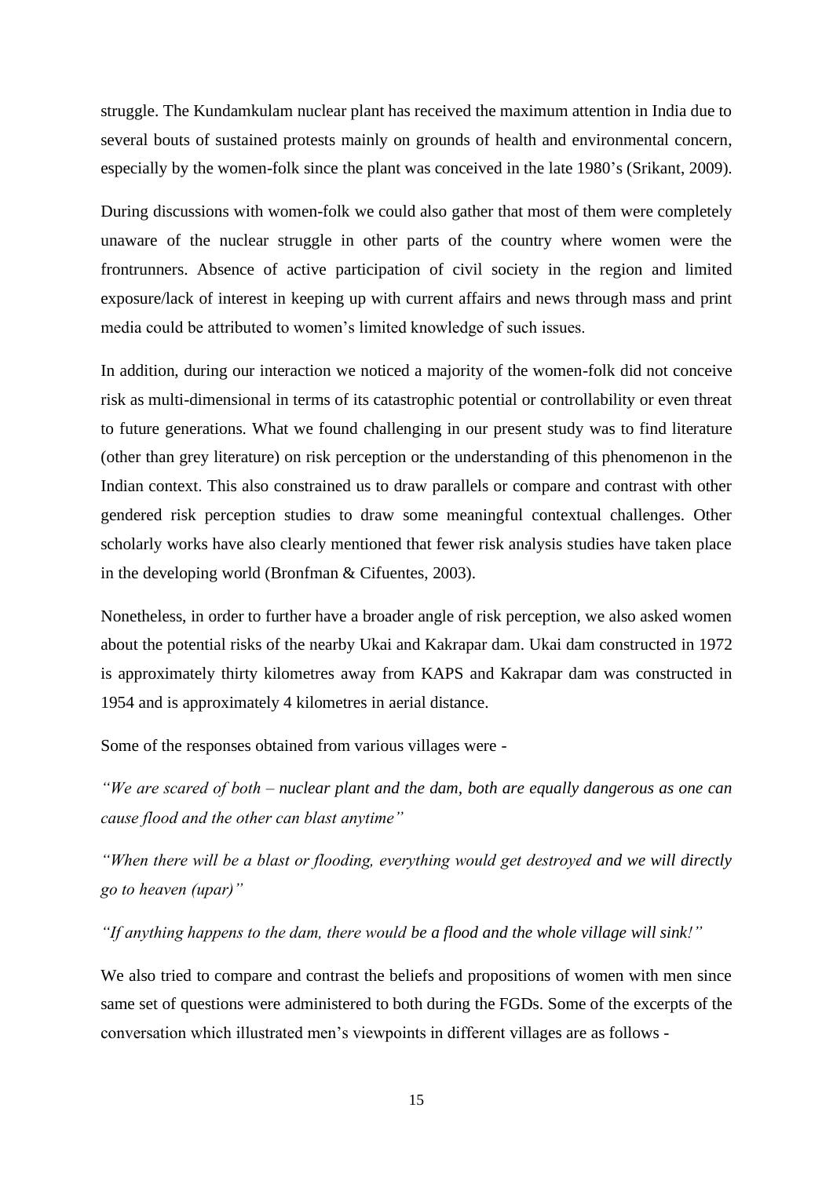struggle. The Kundamkulam nuclear plant has received the maximum attention in India due to several bouts of sustained protests mainly on grounds of health and environmental concern, especially by the women-folk since the plant was conceived in the late 1980's (Srikant, 2009).

During discussions with women-folk we could also gather that most of them were completely unaware of the nuclear struggle in other parts of the country where women were the frontrunners. Absence of active participation of civil society in the region and limited exposure/lack of interest in keeping up with current affairs and news through mass and print media could be attributed to women's limited knowledge of such issues.

In addition, during our interaction we noticed a majority of the women-folk did not conceive risk as multi-dimensional in terms of its catastrophic potential or controllability or even threat to future generations. What we found challenging in our present study was to find literature (other than grey literature) on risk perception or the understanding of this phenomenon in the Indian context. This also constrained us to draw parallels or compare and contrast with other gendered risk perception studies to draw some meaningful contextual challenges. Other scholarly works have also clearly mentioned that fewer risk analysis studies have taken place in the developing world (Bronfman & Cifuentes, 2003).

Nonetheless, in order to further have a broader angle of risk perception, we also asked women about the potential risks of the nearby Ukai and Kakrapar dam. Ukai dam constructed in 1972 is approximately thirty kilometres away from KAPS and Kakrapar dam was constructed in 1954 and is approximately 4 kilometres in aerial distance.

Some of the responses obtained from various villages were -

*"We are scared of both – nuclear plant and the dam, both are equally dangerous as one can cause flood and the other can blast anytime"*

*"When there will be a blast or flooding, everything would get destroyed and we will directly go to heaven (upar)"*

*"If anything happens to the dam, there would be a flood and the whole village will sink!"*

We also tried to compare and contrast the beliefs and propositions of women with men since same set of questions were administered to both during the FGDs. Some of the excerpts of the conversation which illustrated men's viewpoints in different villages are as follows -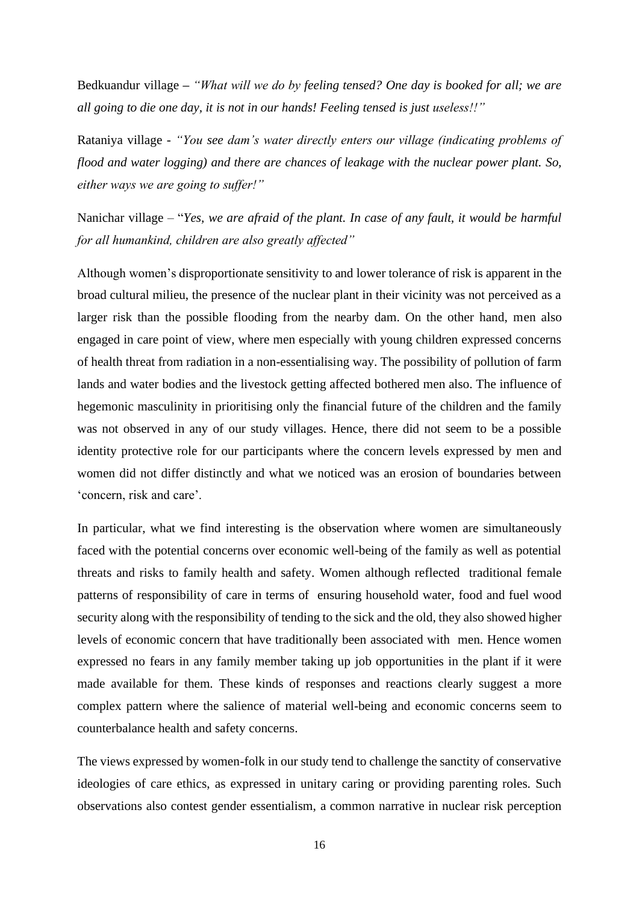Bedkuandur village – *"What will we do by feeling tensed? One day is booked for all; we are all going to die one day, it is not in our hands! Feeling tensed is just useless!!"*

Rataniya village - *"You see dam's water directly enters our village (indicating problems of flood and water logging) and there are chances of leakage with the nuclear power plant. So, either ways we are going to suffer!"*

Nanichar village – "*Yes, we are afraid of the plant. In case of any fault, it would be harmful for all humankind, children are also greatly affected"*

Although women's disproportionate sensitivity to and lower tolerance of risk is apparent in the broad cultural milieu, the presence of the nuclear plant in their vicinity was not perceived as a larger risk than the possible flooding from the nearby dam. On the other hand, men also engaged in care point of view, where men especially with young children expressed concerns of health threat from radiation in a non-essentialising way. The possibility of pollution of farm lands and water bodies and the livestock getting affected bothered men also. The influence of hegemonic masculinity in prioritising only the financial future of the children and the family was not observed in any of our study villages. Hence, there did not seem to be a possible identity protective role for our participants where the concern levels expressed by men and women did not differ distinctly and what we noticed was an erosion of boundaries between 'concern, risk and care'.

In particular, what we find interesting is the observation where women are simultaneously faced with the potential concerns over economic well-being of the family as well as potential threats and risks to family health and safety. Women although reflected traditional female patterns of responsibility of care in terms of ensuring household water, food and fuel wood security along with the responsibility of tending to the sick and the old, they also showed higher levels of economic concern that have traditionally been associated with men. Hence women expressed no fears in any family member taking up job opportunities in the plant if it were made available for them. These kinds of responses and reactions clearly suggest a more complex pattern where the salience of material well-being and economic concerns seem to counterbalance health and safety concerns.

The views expressed by women-folk in our study tend to challenge the sanctity of conservative ideologies of care ethics, as expressed in unitary caring or providing parenting roles. Such observations also contest gender essentialism, a common narrative in nuclear risk perception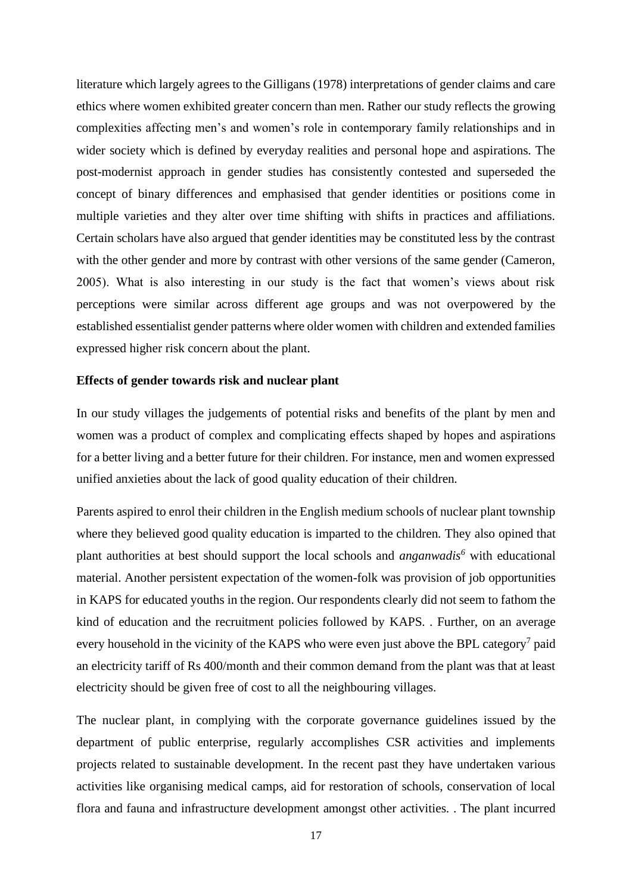literature which largely agrees to the Gilligans (1978) interpretations of gender claims and care ethics where women exhibited greater concern than men. Rather our study reflects the growing complexities affecting men's and women's role in contemporary family relationships and in wider society which is defined by everyday realities and personal hope and aspirations. The post-modernist approach in gender studies has consistently contested and superseded the concept of binary differences and emphasised that gender identities or positions come in multiple varieties and they alter over time shifting with shifts in practices and affiliations. Certain scholars have also argued that gender identities may be constituted less by the contrast with the other gender and more by contrast with other versions of the same gender (Cameron, 2005). What is also interesting in our study is the fact that women's views about risk perceptions were similar across different age groups and was not overpowered by the established essentialist gender patterns where older women with children and extended families expressed higher risk concern about the plant.

**Effects of gender towards risk and nuclear plant**

In our study villages the judgements of potential risks and benefits of the plant by men and women was a product of complex and complicating effects shaped by hopes and aspirations for a better living and a better future for their children. For instance, men and women expressed unified anxieties about the lack of good quality education of their children.

Parents aspired to enrol their children in the English medium schools of nuclear plant township where they believed good quality education is imparted to the children. They also opined that plant authorities at best should support the local schools and *anganwadis*[6] with educational material. Another persistent expectation of the women-folk was provision of job opportunities in KAPS for educated youths in the region. Our respondents clearly did not seem to fathom the kind of education and the recruitment policies followed by KAPS. . Further, on an average every household in the vicinity of the KAPS who were even just above the BPL category[7] paid an electricity tariff of Rs 400/month and their common demand from the plant was that at least electricity should be given free of cost to all the neighbouring villages.

The nuclear plant, in complying with the corporate governance guidelines issued by the department of public enterprise, regularly accomplishes CSR activities and implements projects related to sustainable development. In the recent past they have undertaken various activities like organising medical camps, aid for restoration of schools, conservation of local flora and fauna and infrastructure development amongst other activities. . The plant incurred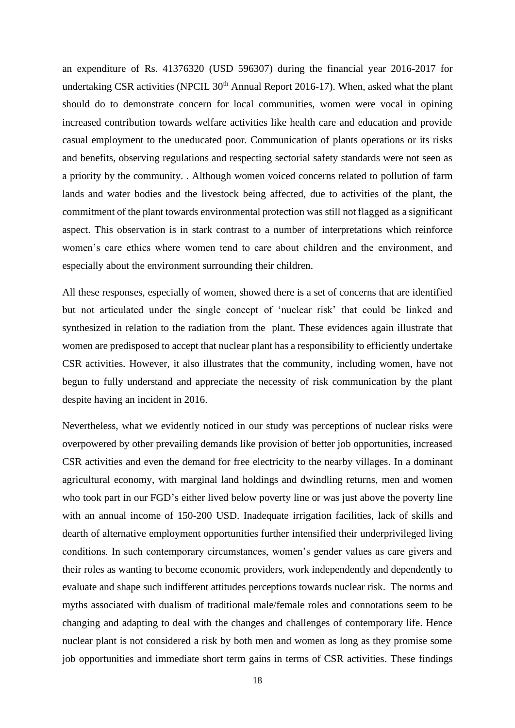an expenditure of Rs. 41376320 (USD 596307) during the financial year 2016-2017 for undertaking CSR activities (NPCIL 30th Annual Report 2016-17). When, asked what the plant should do to demonstrate concern for local communities, women were vocal in opining increased contribution towards welfare activities like health care and education and provide casual employment to the uneducated poor. Communication of plants operations or its risks and benefits, observing regulations and respecting sectorial safety standards were not seen as a priority by the community. . Although women voiced concerns related to pollution of farm lands and water bodies and the livestock being affected, due to activities of the plant, the commitment of the plant towards environmental protection was still not flagged as a significant aspect. This observation is in stark contrast to a number of interpretations which reinforce women's care ethics where women tend to care about children and the environment, and especially about the environment surrounding their children.

All these responses, especially of women, showed there is a set of concerns that are identified but not articulated under the single concept of 'nuclear risk' that could be linked and synthesized in relation to the radiation from the plant. These evidences again illustrate that women are predisposed to accept that nuclear plant has a responsibility to efficiently undertake CSR activities. However, it also illustrates that the community, including women, have not begun to fully understand and appreciate the necessity of risk communication by the plant despite having an incident in 2016.

Nevertheless, what we evidently noticed in our study was perceptions of nuclear risks were overpowered by other prevailing demands like provision of better job opportunities, increased CSR activities and even the demand for free electricity to the nearby villages. In a dominant agricultural economy, with marginal land holdings and dwindling returns, men and women who took part in our FGD's either lived below poverty line or was just above the poverty line with an annual income of 150-200 USD. Inadequate irrigation facilities, lack of skills and dearth of alternative employment opportunities further intensified their underprivileged living conditions. In such contemporary circumstances, women's gender values as care givers and their roles as wanting to become economic providers, work independently and dependently to evaluate and shape such indifferent attitudes perceptions towards nuclear risk. The norms and myths associated with dualism of traditional male/female roles and connotations seem to be changing and adapting to deal with the changes and challenges of contemporary life. Hence nuclear plant is not considered a risk by both men and women as long as they promise some job opportunities and immediate short term gains in terms of CSR activities. These findings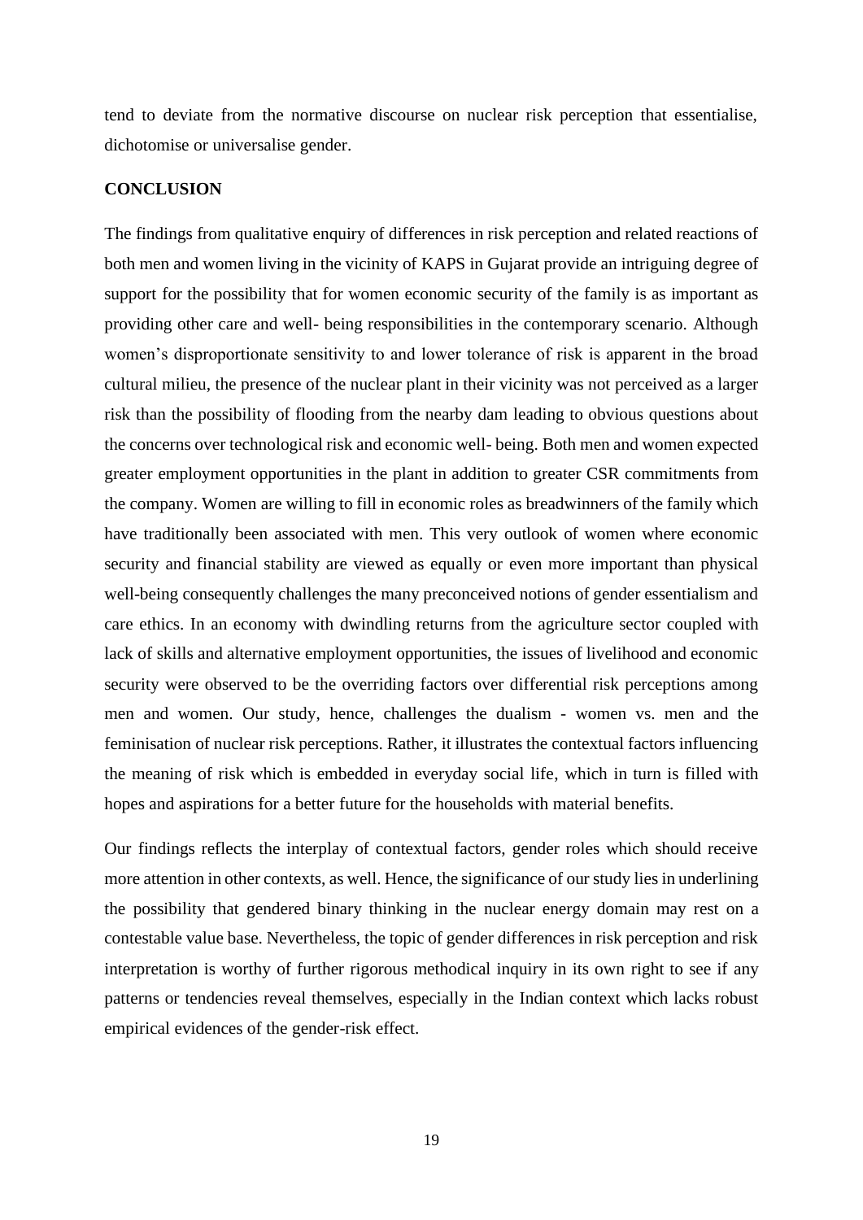tend to deviate from the normative discourse on nuclear risk perception that essentialise, dichotomise or universalise gender.

## CONCLUSION

The findings from qualitative enquiry of differences in risk perception and related reactions of both men and women living in the vicinity of KAPS in Gujarat provide an intriguing degree of support for the possibility that for women economic security of the family is as important as providing other care and well- being responsibilities in the contemporary scenario. Although women's disproportionate sensitivity to and lower tolerance of risk is apparent in the broad cultural milieu, the presence of the nuclear plant in their vicinity was not perceived as a larger risk than the possibility of flooding from the nearby dam leading to obvious questions about the concerns over technological risk and economic well- being. Both men and women expected greater employment opportunities in the plant in addition to greater CSR commitments from the company. Women are willing to fill in economic roles as breadwinners of the family which have traditionally been associated with men. This very outlook of women where economic security and financial stability are viewed as equally or even more important than physical well-being consequently challenges the many preconceived notions of gender essentialism and care ethics. In an economy with dwindling returns from the agriculture sector coupled with lack of skills and alternative employment opportunities, the issues of livelihood and economic security were observed to be the overriding factors over differential risk perceptions among men and women. Our study, hence, challenges the dualism - women vs. men and the feminisation of nuclear risk perceptions. Rather, it illustrates the contextual factors influencing the meaning of risk which is embedded in everyday social life, which in turn is filled with hopes and aspirations for a better future for the households with material benefits.

Our findings reflects the interplay of contextual factors, gender roles which should receive more attention in other contexts, as well. Hence, the significance of our study lies in underlining the possibility that gendered binary thinking in the nuclear energy domain may rest on a contestable value base. Nevertheless, the topic of gender differences in risk perception and risk interpretation is worthy of further rigorous methodical inquiry in its own right to see if any patterns or tendencies reveal themselves, especially in the Indian context which lacks robust empirical evidences of the gender-risk effect.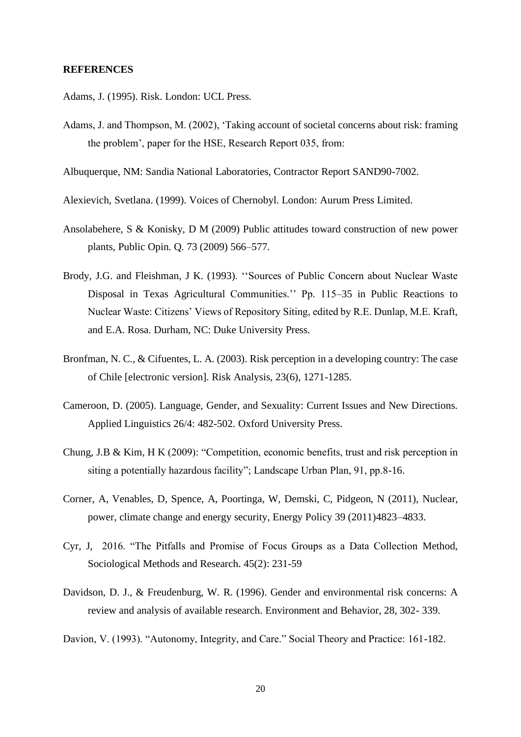**REFERENCES**

Adams, J. (1995). Risk. London: UCL Press.

Adams, J. and Thompson, M. (2002), 'Taking account of societal concerns about risk: framing the problem', paper for the HSE, Research Report 035, from:

Albuquerque, NM: Sandia National Laboratories, Contractor Report SAND90-7002.

Alexievich, Svetlana. (1999). Voices of Chernobyl. London: Aurum Press Limited.

Ansolabehere, S & Konisky, D M (2009) Public attitudes toward construction of new power plants, Public Opin. Q. 73 (2009) 566–577.

Brody, J.G. and Fleishman, J K. (1993). ''Sources of Public Concern about Nuclear Waste Disposal in Texas Agricultural Communities.'' Pp. 115–35 in Public Reactions to Nuclear Waste: Citizens' Views of Repository Siting, edited by R.E. Dunlap, M.E. Kraft, and E.A. Rosa. Durham, NC: Duke University Press.

Bronfman, N. C., & Cifuentes, L. A. (2003). Risk perception in a developing country: The case of Chile [electronic version]. Risk Analysis, 23(6), 1271-1285.

Cameroon, D. (2005). Language, Gender, and Sexuality: Current Issues and New Directions. Applied Linguistics 26/4: 482-502. Oxford University Press.

Chung, J.B & Kim, H K (2009): "Competition, economic benefits, trust and risk perception in siting a potentially hazardous facility"; Landscape Urban Plan, 91, pp.8-16.

Corner, A, Venables, D, Spence, A, Poortinga, W, Demski, C, Pidgeon, N (2011), Nuclear, power, climate change and energy security, Energy Policy 39 (2011)4823–4833.

Cyr, J, 2016. "The Pitfalls and Promise of Focus Groups as a Data Collection Method, Sociological Methods and Research. 45(2): 231-59

Davidson, D. J., & Freudenburg, W. R. (1996). Gender and environmental risk concerns: A review and analysis of available research. Environment and Behavior, 28, 302- 339.

Davion, V. (1993). "Autonomy, Integrity, and Care." Social Theory and Practice: 161-182.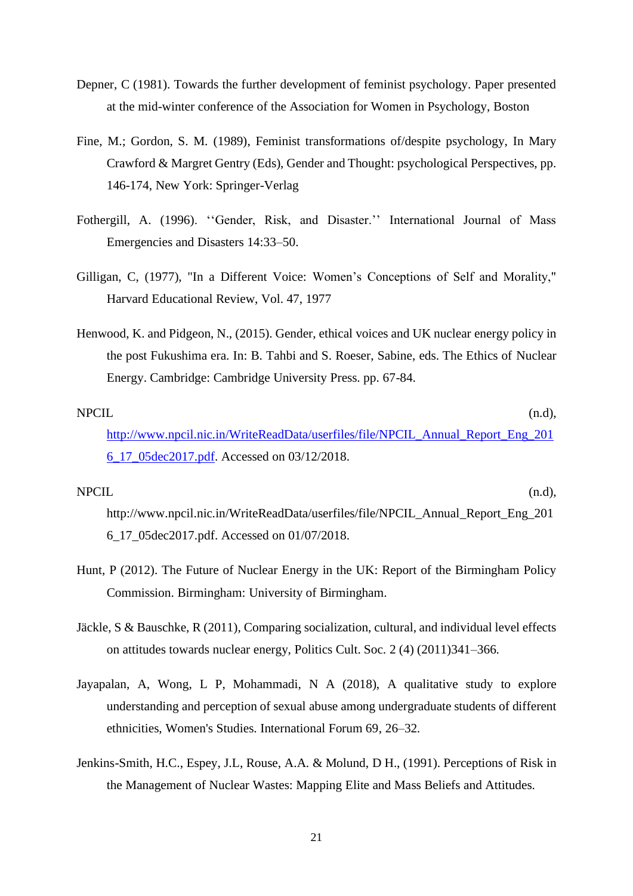Depner, C (1981). Towards the further development of feminist psychology. Paper presented at the mid-winter conference of the Association for Women in Psychology, Boston

Fine, M.; Gordon, S. M. (1989), Feminist transformations of/despite psychology, In Mary Crawford & Margret Gentry (Eds), Gender and Thought: psychological Perspectives, pp. 146-174, New York: Springer-Verlag

Fothergill, A. (1996). ‘‘Gender, Risk, and Disaster.’’ International Journal of Mass Emergencies and Disasters 14:33–50.

Gilligan, C, (1977), "In a Different Voice: Women’s Conceptions of Self and Morality," Harvard Educational Review, Vol. 47, 1977

Henwood, K. and Pidgeon, N., (2015). Gender, ethical voices and UK nuclear energy policy in the post Fukushima era. In: B. Tahbi and S. Roeser, Sabine, eds. The Ethics of Nuclear Energy. Cambridge: Cambridge University Press. pp. 67-84.

NPCIL (n.d), [http://www.npcil.nic.in/WriteReadData/userfiles/file/NPCIL_Annual_Report_Eng_2016_17_05dec2017.pdf](http://www.npcil.nic.in/WriteReadData/userfiles/file/NPCIL_Annual_Report_Eng_2016_17_05dec2017.pdf). Accessed on 03/12/2018.

NPCIL (n.d), http://www.npcil.nic.in/WriteReadData/userfiles/file/NPCIL_Annual_Report_Eng_2016_17_05dec2017.pdf. Accessed on 01/07/2018.

Hunt, P (2012). The Future of Nuclear Energy in the UK: Report of the Birmingham Policy Commission. Birmingham: University of Birmingham.

Jäckle, S & Bauschke, R (2011), Comparing socialization, cultural, and individual level effects on attitudes towards nuclear energy, Politics Cult. Soc. 2 (4) (2011)341–366.

Jayapalan, A, Wong, L P, Mohammadi, N A (2018), A qualitative study to explore understanding and perception of sexual abuse among undergraduate students of different ethnicities, Women's Studies. International Forum 69, 26–32.

Jenkins-Smith, H.C., Espey, J.L, Rouse, A.A. & Molund, D H., (1991). Perceptions of Risk in the Management of Nuclear Wastes: Mapping Elite and Mass Beliefs and Attitudes.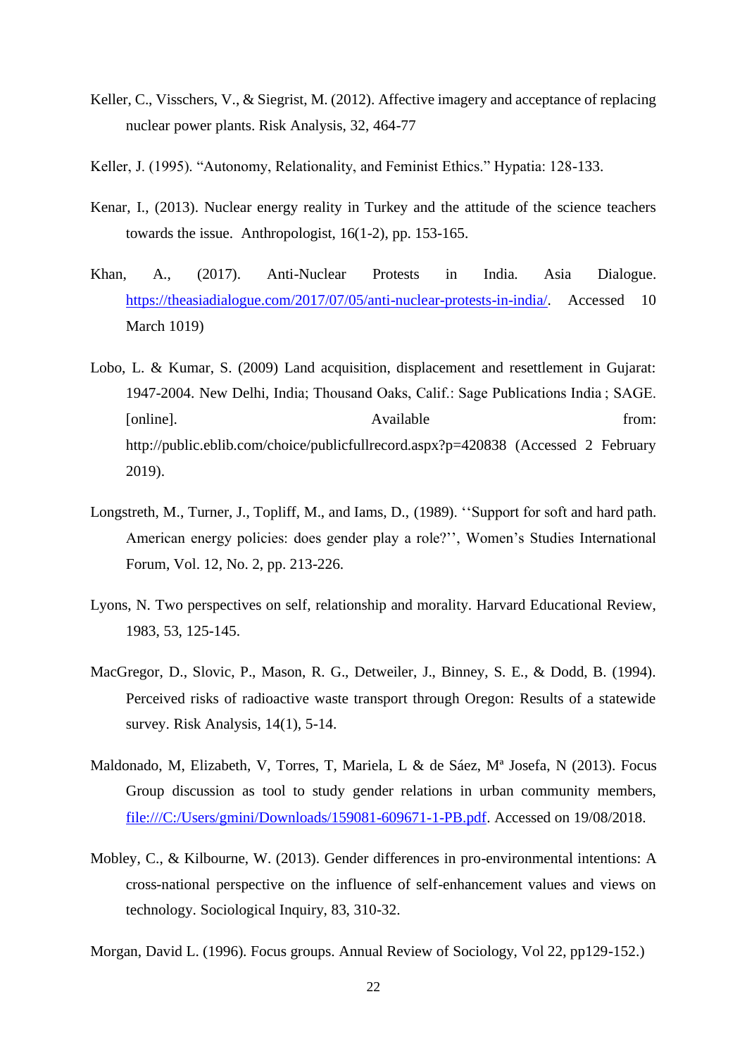Keller, C., Visschers, V., & Siegrist, M. (2012). Affective imagery and acceptance of replacing nuclear power plants. Risk Analysis, 32, 464-77

Keller, J. (1995). "Autonomy, Relationality, and Feminist Ethics." Hypatia: 128-133.

Kenar, I., (2013). Nuclear energy reality in Turkey and the attitude of the science teachers towards the issue. Anthropologist, 16(1-2), pp. 153-165.

Khan, A., (2017). Anti-Nuclear Protests in India. Asia Dialogue. [https://theasiadialogue.com/2017/07/05/anti-nuclear-protests-in-india/](https://theasiadialogue.com/2017/07/05/anti-nuclear-protests-in-india/). Accessed 10 March 1019)

Lobo, L. & Kumar, S. (2009) Land acquisition, displacement and resettlement in Gujarat: 1947-2004. New Delhi, India; Thousand Oaks, Calif.: Sage Publications India ; SAGE. [online]. Available from: http://public.eblib.com/choice/publicfullrecord.aspx?p=420838 (Accessed 2 February 2019).

Longstreth, M., Turner, J., Topliff, M., and Iams, D., (1989). ''Support for soft and hard path. American energy policies: does gender play a role?'', Women's Studies International Forum, Vol. 12, No. 2, pp. 213-226.

Lyons, N. Two perspectives on self, relationship and morality. Harvard Educational Review, 1983, 53, 125-145.

MacGregor, D., Slovic, P., Mason, R. G., Detweiler, J., Binney, S. E., & Dodd, B. (1994). Perceived risks of radioactive waste transport through Oregon: Results of a statewide survey. Risk Analysis, 14(1), 5-14.

Maldonado, M, Elizabeth, V, Torres, T, Mariela, L & de Sáez, Mª Josefa, N (2013). Focus Group discussion as tool to study gender relations in urban community members, [file:///C:/Users/gmini/Downloads/159081-609671-1-PB.pdf](file:///C:/Users/gmini/Downloads/159081-609671-1-PB.pdf). Accessed on 19/08/2018.

Mobley, C., & Kilbourne, W. (2013). Gender differences in pro-environmental intentions: A cross-national perspective on the influence of self-enhancement values and views on technology. Sociological Inquiry, 83, 310-32.

Morgan, David L. (1996). Focus groups. Annual Review of Sociology, Vol 22, pp129-152.)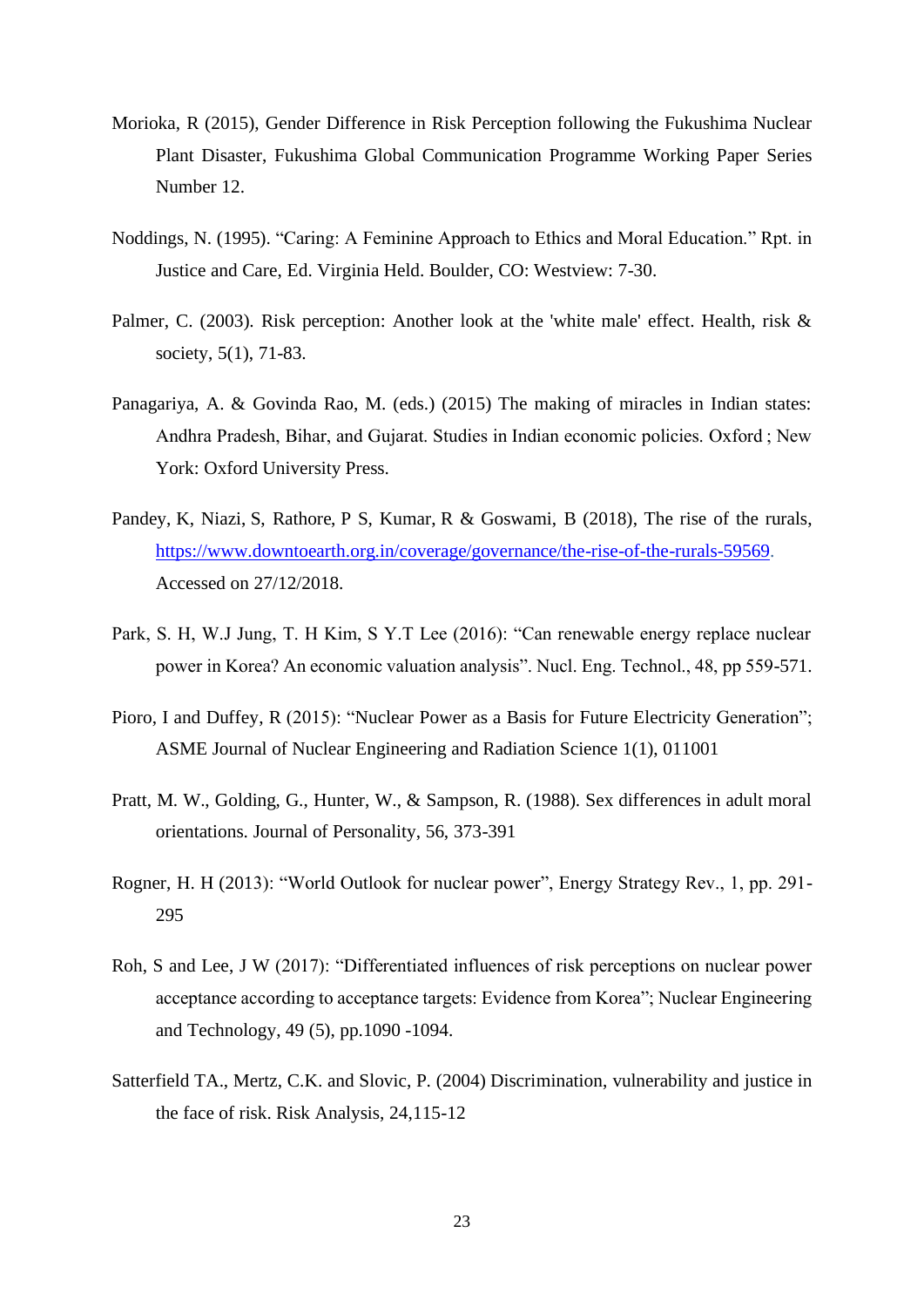Morioka, R (2015), Gender Difference in Risk Perception following the Fukushima Nuclear Plant Disaster, Fukushima Global Communication Programme Working Paper Series Number 12.

Noddings, N. (1995). "Caring: A Feminine Approach to Ethics and Moral Education." Rpt. in Justice and Care, Ed. Virginia Held. Boulder, CO: Westview: 7-30.

Palmer, C. (2003). Risk perception: Another look at the 'white male' effect. Health, risk & society, 5(1), 71-83.

Panagariya, A. & Govinda Rao, M. (eds.) (2015) The making of miracles in Indian states: Andhra Pradesh, Bihar, and Gujarat. Studies in Indian economic policies. Oxford ; New York: Oxford University Press.

Pandey, K, Niazi, S, Rathore, P S, Kumar, R & Goswami, B (2018), The rise of the rurals, https://www.downtoearth.org.in/coverage/governance/the-rise-of-the-rurals-59569. Accessed on 27/12/2018.

Park, S. H, W.J Jung, T. H Kim, S Y.T Lee (2016): "Can renewable energy replace nuclear power in Korea? An economic valuation analysis". Nucl. Eng. Technol., 48, pp 559-571.

Pioro, I and Duffey, R (2015): "Nuclear Power as a Basis for Future Electricity Generation"; ASME Journal of Nuclear Engineering and Radiation Science 1(1), 011001

Pratt, M. W., Golding, G., Hunter, W., & Sampson, R. (1988). Sex differences in adult moral orientations. Journal of Personality, 56, 373-391

Rogner, H. H (2013): "World Outlook for nuclear power", Energy Strategy Rev., 1, pp. 291-295

Roh, S and Lee, J W (2017): "Differentiated influences of risk perceptions on nuclear power acceptance according to acceptance targets: Evidence from Korea"; Nuclear Engineering and Technology, 49 (5), pp.1090 -1094.

Satterfield TA., Mertz, C.K. and Slovic, P. (2004) Discrimination, vulnerability and justice in the face of risk. Risk Analysis, 24,115-12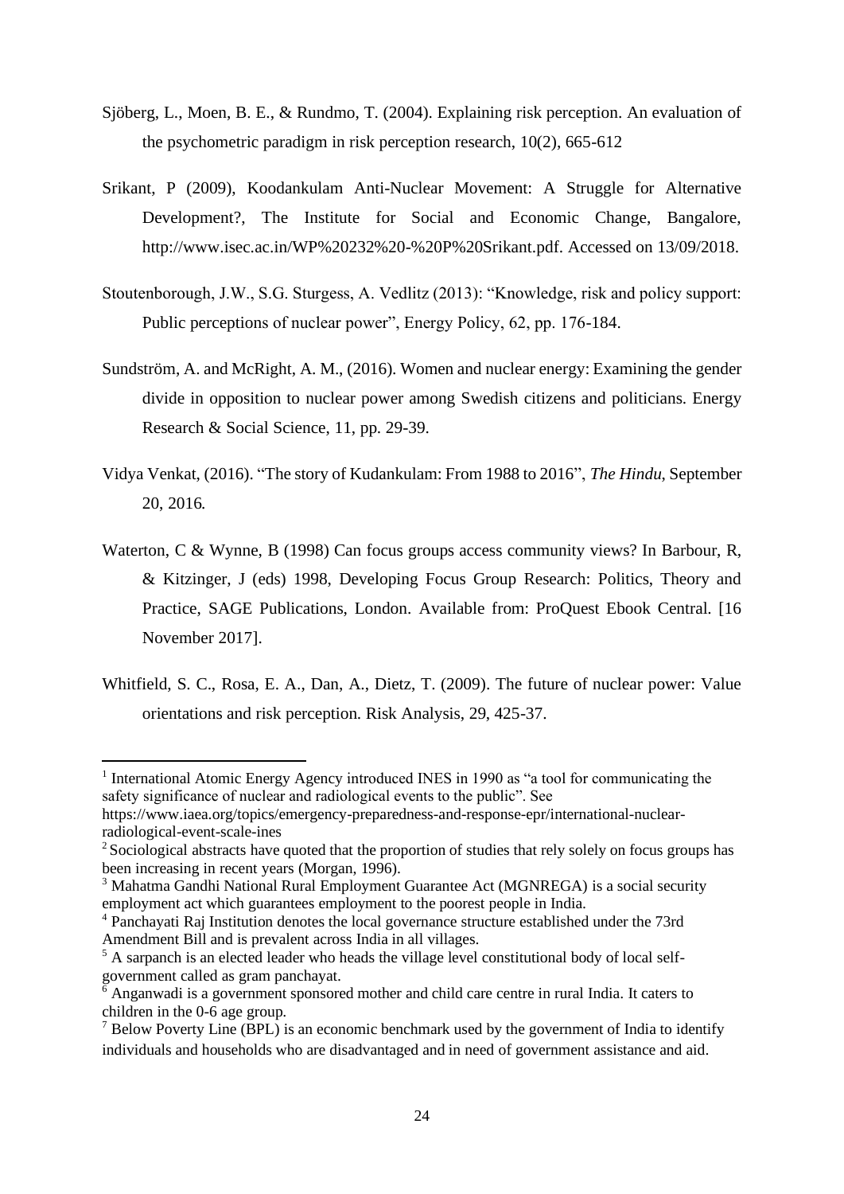Sjöberg, L., Moen, B. E., & Rundmo, T. (2004). Explaining risk perception. An evaluation of the psychometric paradigm in risk perception research, 10(2), 665-612

Srikant, P (2009), Koodankulam Anti-Nuclear Movement: A Struggle for Alternative Development?, The Institute for Social and Economic Change, Bangalore, http://www.isec.ac.in/WP%20232%20-%20P%20Srikant.pdf. Accessed on 13/09/2018.

Stoutenborough, J.W., S.G. Sturgess, A. Vedlitz (2013): "Knowledge, risk and policy support: Public perceptions of nuclear power", Energy Policy, 62, pp. 176-184.

Sundström, A. and McRight, A. M., (2016). Women and nuclear energy: Examining the gender divide in opposition to nuclear power among Swedish citizens and politicians. Energy Research & Social Science, 11, pp. 29-39.

Vidya Venkat, (2016). "The story of Kudankulam: From 1988 to 2016", *The Hindu*, September 20, 2016.

Waterton, C & Wynne, B (1998) Can focus groups access community views? In Barbour, R, & Kitzinger, J (eds) 1998, Developing Focus Group Research: Politics, Theory and Practice, SAGE Publications, London. Available from: ProQuest Ebook Central. [16 November 2017].

Whitfield, S. C., Rosa, E. A., Dan, A., Dietz, T. (2009). The future of nuclear power: Value orientations and risk perception. Risk Analysis, 29, 425-37.

---

[1] International Atomic Energy Agency introduced INES in 1990 as "a tool for communicating the safety significance of nuclear and radiological events to the public". See https://www.iaea.org/topics/emergency-preparedness-and-response-epr/international-nuclear-radiological-event-scale-ines

[2] Sociological abstracts have quoted that the proportion of studies that rely solely on focus groups has been increasing in recent years (Morgan, 1996).

[3] Mahatma Gandhi National Rural Employment Guarantee Act (MGNREGA) is a social security employment act which guarantees employment to the poorest people in India.

[4] Panchayati Raj Institution denotes the local governance structure established under the 73rd Amendment Bill and is prevalent across India in all villages.

[5] A sarpanch is an elected leader who heads the village level constitutional body of local self-government called as gram panchayat.

[6] Anganwadi is a government sponsored mother and child care centre in rural India. It caters to children in the 0-6 age group.

[7] Below Poverty Line (BPL) is an economic benchmark used by the government of India to identify individuals and households who are disadvantaged and in need of government assistance and aid.